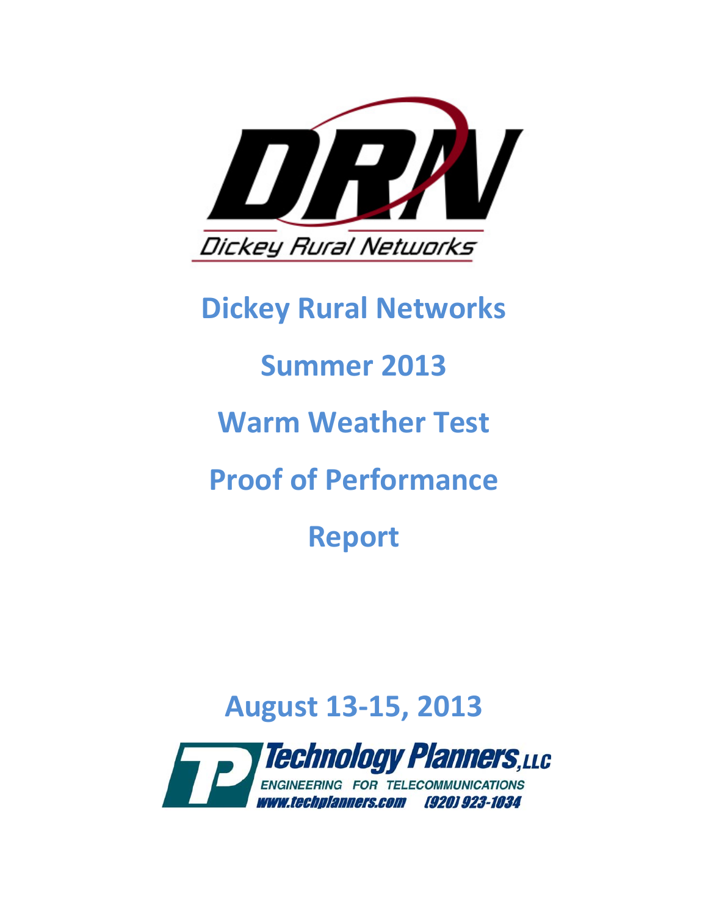DRN

Dickey Rural Networks

# Dickey Rural Networks

# Summer 2013

# Warm Weather Test

# Proof of Performance

# Report

## August 13-15, 2013

Technology Planners, LLC

ENGINEERING FOR TELECOMMUNICATIONS

www.techplanners.com (920) 923-1034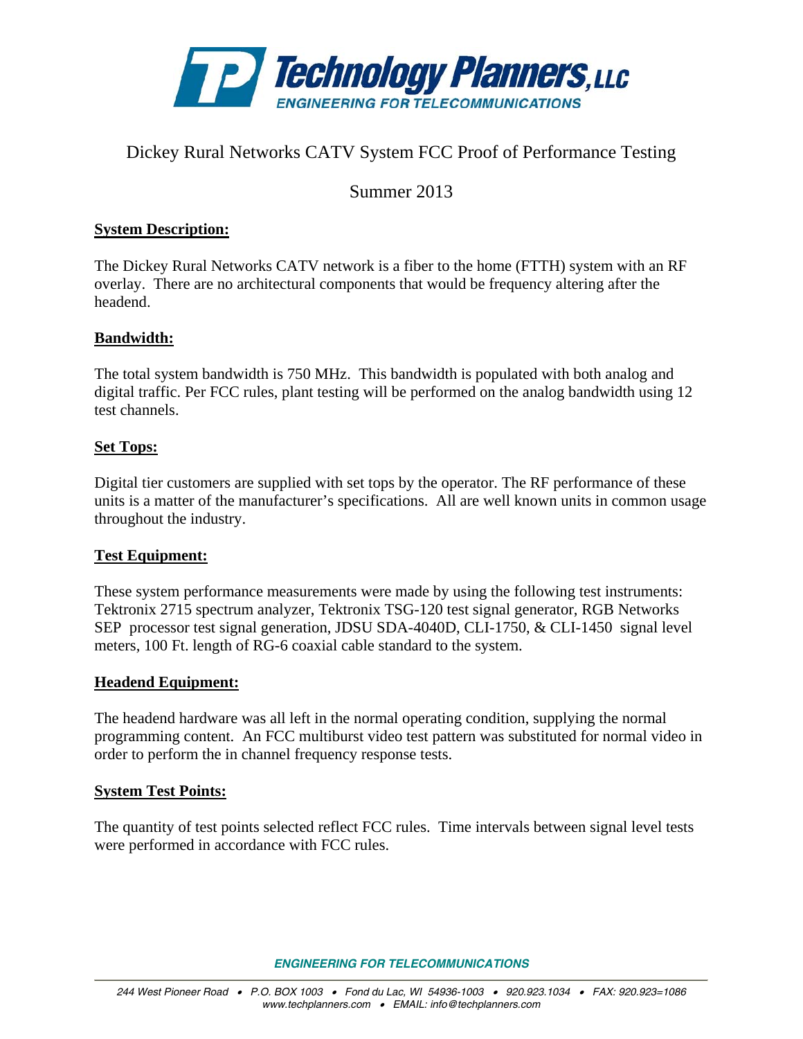Dickey Rural Networks CATV System FCC Proof of Performance Testing

Summer 2013

**System Description:**

The Dickey Rural Networks CATV network is a fiber to the home (FTTH) system with an RF overlay. There are no architectural components that would be frequency altering after the headend.

**Bandwidth:**

The total system bandwidth is 750 MHz. This bandwidth is populated with both analog and digital traffic. Per FCC rules, plant testing will be performed on the analog bandwidth using 12 test channels.

**Set Tops:**

Digital tier customers are supplied with set tops by the operator. The RF performance of these units is a matter of the manufacturer's specifications. All are well known units in common usage throughout the industry.

**Test Equipment:**

These system performance measurements were made by using the following test instruments: Tektronix 2715 spectrum analyzer, Tektronix TSG-120 test signal generator, RGB Networks SEP processor test signal generation, JDSU SDA-4040D, CLI-1750, & CLI-1450 signal level meters, 100 Ft. length of RG-6 coaxial cable standard to the system.

**Headend Equipment:**

The headend hardware was all left in the normal operating condition, supplying the normal programming content. An FCC multiburst video test pattern was substituted for normal video in order to perform the in channel frequency response tests.

**System Test Points:**

The quantity of test points selected reflect FCC rules. Time intervals between signal level tests were performed in accordance with FCC rules.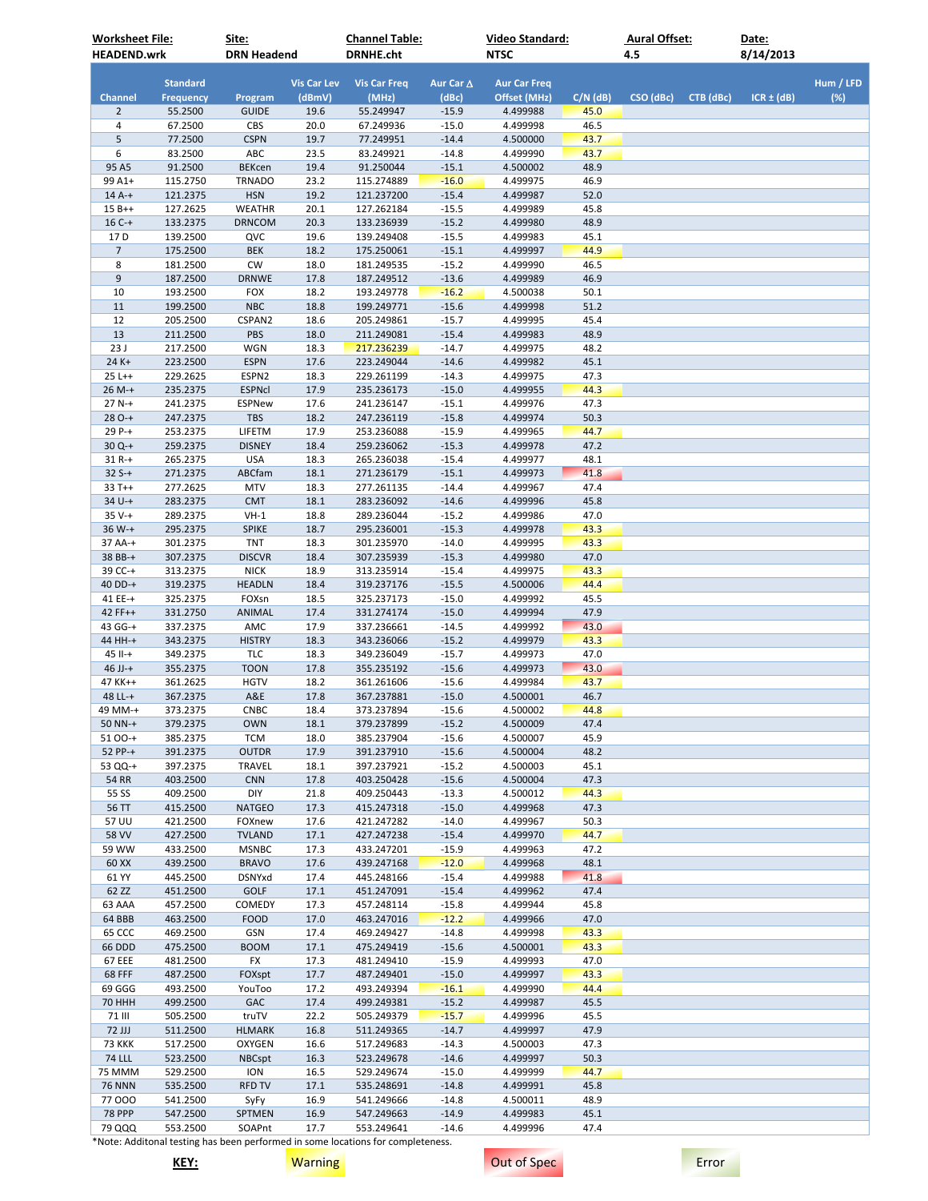| Worksheet File: | Site: | Channel Table: | Video Standard: | Aural Offset: | Date: |
|---|---|---|---|---|---|
| HEADEND.wrk | DRN Headend | DRNHE.cht | NTSC | 4.5 | 8/14/2013 |

| Channel | Standard Frequency | Program | Vis Car Lev (dBmV) | Vis Car Freq (MHz) | Aur Car ∆ (dBc) | Aur Car Freq Offset (MHz) | C/N (dB) | CSO (dBc) | CTB (dBc) | ICR ± (dB) | Hum / LFD (%) |
|---|---|---|---|---|---|---|---|---|---|---|---|
| 2 | 55.2500 | GUIDE | 19.6 | 55.249947 | -15.9 | 4.499988 | 45.0 | | | | |
| 4 | 67.2500 | CBS | 20.0 | 67.249936 | -15.0 | 4.499998 | 46.5 | | | | |
| 5 | 77.2500 | CSPN | 19.7 | 77.249951 | -14.4 | 4.500000 | 43.7 | | | | |
| 6 | 83.2500 | ABC | 23.5 | 83.249921 | -14.8 | 4.499990 | 43.7 | | | | |
| 95 A5 | 91.2500 | BEKcen | 19.4 | 91.250044 | -15.1 | 4.500002 | 48.9 | | | | |
| 99 A1+ | 115.2750 | TRNADO | 23.2 | 115.274889 | -16.0 | 4.499975 | 46.9 | | | | |
| 14 A-+ | 121.2375 | HSN | 19.2 | 121.237200 | -15.4 | 4.499987 | 52.0 | | | | |
| 15 B++ | 127.2625 | WEATHR | 20.1 | 127.262184 | -15.5 | 4.499989 | 45.8 | | | | |
| 16 C-+ | 133.2375 | DRNCOM | 20.3 | 133.236939 | -15.2 | 4.499980 | 48.9 | | | | |
| 17 D | 139.2500 | QVC | 19.6 | 139.249408 | -15.5 | 4.499983 | 45.1 | | | | |
| 7 | 175.2500 | BEK | 18.2 | 175.250061 | -15.1 | 4.499997 | 44.9 | | | | |
| 8 | 181.2500 | CW | 18.0 | 181.249535 | -15.2 | 4.499990 | 46.5 | | | | |
| 9 | 187.2500 | DRNWE | 17.8 | 187.249512 | -13.6 | 4.499989 | 46.9 | | | | |
| 10 | 193.2500 | FOX | 18.2 | 193.249778 | -16.2 | 4.500038 | 50.1 | | | | |
| 11 | 199.2500 | NBC | 18.8 | 199.249771 | -15.6 | 4.499998 | 51.2 | | | | |
| 12 | 205.2500 | CSPAN2 | 18.6 | 205.249861 | -15.7 | 4.499995 | 45.4 | | | | |
| 13 | 211.2500 | PBS | 18.0 | 211.249081 | -15.4 | 4.499983 | 48.9 | | | | |
| 23 J | 217.2500 | WGN | 18.3 | 217.236239 | -14.7 | 4.499975 | 48.2 | | | | |
| 24 K+ | 223.2500 | ESPN | 17.6 | 223.249044 | -14.6 | 4.499982 | 45.1 | | | | |
| 25 L++ | 229.2625 | ESPN2 | 18.3 | 229.261199 | -14.3 | 4.499975 | 47.3 | | | | |
| 26 M-+ | 235.2375 | ESPNcl | 17.9 | 235.236173 | -15.0 | 4.499955 | 44.3 | | | | |
| 27 N-+ | 241.2375 | ESPNew | 17.6 | 241.236147 | -15.1 | 4.499976 | 47.3 | | | | |
| 28 O-+ | 247.2375 | TBS | 18.2 | 247.236119 | -15.8 | 4.499974 | 50.3 | | | | |
| 29 P-+ | 253.2375 | LIFETM | 17.9 | 253.236088 | -15.9 | 4.499965 | 44.7 | | | | |
| 30 Q-+ | 259.2375 | DISNEY | 18.4 | 259.236062 | -15.3 | 4.499978 | 47.2 | | | | |
| 31 R-+ | 265.2375 | USA | 18.3 | 265.236038 | -15.4 | 4.499977 | 48.1 | | | | |
| 32 S-+ | 271.2375 | ABCfam | 18.1 | 271.236179 | -15.1 | 4.499973 | 41.8 | | | | |
| 33 T++ | 277.2625 | MTV | 18.3 | 277.261135 | -14.4 | 4.499967 | 47.4 | | | | |
| 34 U-+ | 283.2375 | CMT | 18.1 | 283.236092 | -14.6 | 4.499996 | 45.8 | | | | |
| 35 V-+ | 289.2375 | VH-1 | 18.8 | 289.236044 | -15.2 | 4.499986 | 47.0 | | | | |
| 36 W-+ | 295.2375 | SPIKE | 18.7 | 295.236001 | -15.3 | 4.499978 | 43.3 | | | | |
| 37 AA-+ | 301.2375 | TNT | 18.3 | 301.235970 | -14.0 | 4.499995 | 43.3 | | | | |
| 38 BB-+ | 307.2375 | DISCVR | 18.4 | 307.235939 | -15.3 | 4.499980 | 47.0 | | | | |
| 39 CC-+ | 313.2375 | NICK | 18.9 | 313.235914 | -15.4 | 4.499975 | 43.3 | | | | |
| 40 DD-+ | 319.2375 | HEADLN | 18.4 | 319.237176 | -15.5 | 4.500006 | 44.4 | | | | |
| 41 EE-+ | 325.2375 | FOXsn | 18.5 | 325.237173 | -15.0 | 4.499992 | 45.5 | | | | |
| 42 FF++ | 331.2750 | ANIMAL | 17.4 | 331.274174 | -15.0 | 4.499994 | 47.9 | | | | |
| 43 GG-+ | 337.2375 | AMC | 17.9 | 337.236661 | -14.5 | 4.499992 | 43.0 | | | | |
| 44 HH-+ | 343.2375 | HISTRY | 18.3 | 343.236066 | -15.2 | 4.499979 | 43.3 | | | | |
| 45 II-+ | 349.2375 | TLC | 18.3 | 349.236049 | -15.7 | 4.499973 | 47.0 | | | | |
| 46 JJ-+ | 355.2375 | TOON | 17.8 | 355.235192 | -15.6 | 4.499973 | 43.0 | | | | |
| 47 KK++ | 361.2625 | HGTV | 18.2 | 361.261606 | -15.6 | 4.499984 | 43.7 | | | | |
| 48 LL-+ | 367.2375 | A&E | 17.8 | 367.237881 | -15.0 | 4.500001 | 46.7 | | | | |
| 49 MM-+ | 373.2375 | CNBC | 18.4 | 373.237894 | -15.6 | 4.500002 | 44.8 | | | | |
| 50 NN-+ | 379.2375 | OWN | 18.1 | 379.237899 | -15.2 | 4.500009 | 47.4 | | | | |
| 51 OO-+ | 385.2375 | TCM | 18.0 | 385.237904 | -15.6 | 4.500007 | 45.9 | | | | |
| 52 PP-+ | 391.2375 | OUTDR | 17.9 | 391.237910 | -15.6 | 4.500004 | 48.2 | | | | |
| 53 QQ-+ | 397.2375 | TRAVEL | 18.1 | 397.237921 | -15.2 | 4.500003 | 45.1 | | | | |
| 54 RR | 403.2500 | CNN | 17.8 | 403.250428 | -15.6 | 4.500004 | 47.3 | | | | |
| 55 SS | 409.2500 | DIY | 21.8 | 409.250443 | -13.3 | 4.500012 | 44.3 | | | | |
| 56 TT | 415.2500 | NATGEO | 17.3 | 415.247318 | -15.0 | 4.499968 | 47.3 | | | | |
| 57 UU | 421.2500 | FOXnew | 17.6 | 421.247282 | -14.0 | 4.499967 | 50.3 | | | | |
| 58 VV | 427.2500 | TVLAND | 17.1 | 427.247238 | -15.4 | 4.499970 | 44.7 | | | | |
| 59 WW | 433.2500 | MSNBC | 17.3 | 433.247201 | -15.9 | 4.499963 | 47.2 | | | | |
| 60 XX | 439.2500 | BRAVO | 17.6 | 439.247168 | -12.0 | 4.499968 | 48.1 | | | | |
| 61 YY | 445.2500 | DSNYxd | 17.4 | 445.248166 | -15.4 | 4.499988 | 41.8 | | | | |
| 62 ZZ | 451.2500 | GOLF | 17.1 | 451.247091 | -15.4 | 4.499962 | 47.4 | | | | |
| 63 AAA | 457.2500 | COMEDY | 17.3 | 457.248114 | -15.8 | 4.499944 | 45.8 | | | | |
| 64 BBB | 463.2500 | FOOD | 17.0 | 463.247016 | -12.2 | 4.499966 | 47.0 | | | | |
| 65 CCC | 469.2500 | GSN | 17.4 | 469.249427 | -14.8 | 4.499998 | 43.3 | | | | |
| 66 DDD | 475.2500 | BOOM | 17.1 | 475.249419 | -15.6 | 4.500001 | 43.3 | | | | |
| 67 EEE | 481.2500 | FX | 17.3 | 481.249410 | -15.9 | 4.499993 | 47.0 | | | | |
| 68 FFF | 487.2500 | FOXspt | 17.7 | 487.249401 | -15.0 | 4.499997 | 43.3 | | | | |
| 69 GGG | 493.2500 | YouToo | 17.2 | 493.249394 | -16.1 | 4.499990 | 44.4 | | | | |
| 70 HHH | 499.2500 | GAC | 17.4 | 499.249381 | -15.2 | 4.499987 | 45.5 | | | | |
| 71 III | 505.2500 | truTV | 22.2 | 505.249379 | -15.7 | 4.499996 | 45.5 | | | | |
| 72 JJJ | 511.2500 | HLMARK | 16.8 | 511.249365 | -14.7 | 4.499997 | 47.9 | | | | |
| 73 KKK | 517.2500 | OXYGEN | 16.6 | 517.249683 | -14.3 | 4.500003 | 47.3 | | | | |
| 74 LLL | 523.2500 | NBCspt | 16.3 | 523.249678 | -14.6 | 4.499997 | 50.3 | | | | |
| 75 MMM | 529.2500 | ION | 16.5 | 529.249674 | -15.0 | 4.499999 | 44.7 | | | | |
| 76 NNN | 535.2500 | RFD TV | 17.1 | 535.248691 | -14.8 | 4.499991 | 45.8 | | | | |
| 77 OOO | 541.2500 | SyFy | 16.9 | 541.249666 | -14.8 | 4.500011 | 48.9 | | | | |
| 78 PPP | 547.2500 | SPTMEN | 16.9 | 547.249663 | -14.9 | 4.499983 | 45.1 | | | | |
| 79 QQQ | 553.2500 | SOAPnt | 17.7 | 553.249641 | -14.6 | 4.499996 | 47.4 | | | | |

*Note: Additonal testing has been performed in some locations for completeness.

**KEY:** Warning | Out of Spec | Error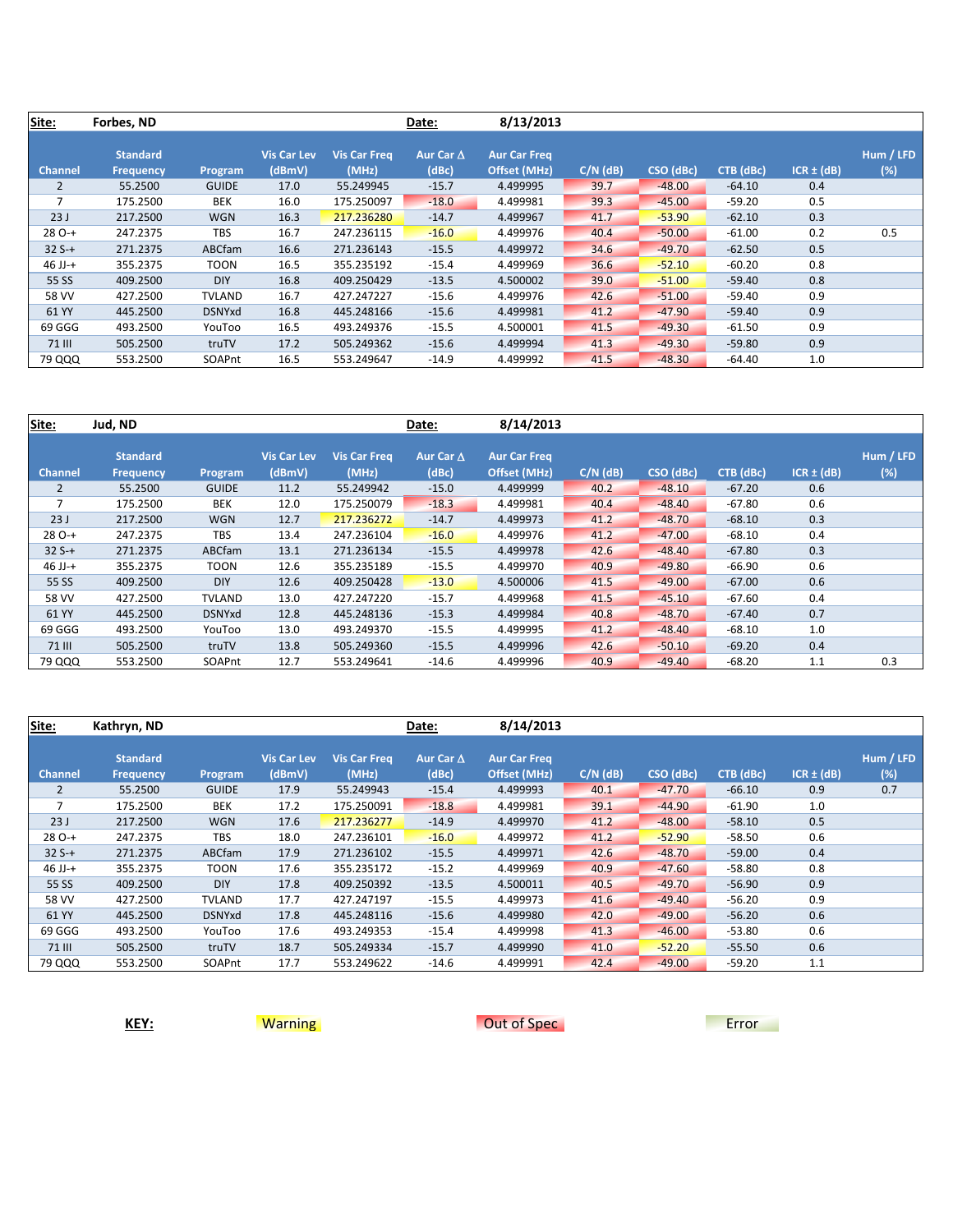**Site:** Forbes, ND **Date:** 8/13/2013

| Channel | Standard Frequency | Program | Vis Car Lev (dBmV) | Vis Car Freq (MHz) | Aur Car Δ (dBc) | Aur Car Freq Offset (MHz) | C/N (dB) | CSO (dBc) | CTB (dBc) | ICR ± (dB) | Hum / LFD (%) |
|---|---|---|---|---|---|---|---|---|---|---|---|
| 2 | 55.2500 | GUIDE | 17.0 | 55.249945 | -15.7 | 4.499995 | 39.7 | -48.00 | -64.10 | 0.4 | |
| 7 | 175.2500 | BEK | 16.0 | 175.250097 | -18.0 | 4.499981 | 39.3 | -45.00 | -59.20 | 0.5 | |
| 23 J | 217.2500 | WGN | 16.3 | 217.236280 | -14.7 | 4.499967 | 41.7 | -53.90 | -62.10 | 0.3 | |
| 28 O-+ | 247.2375 | TBS | 16.7 | 247.236115 | -16.0 | 4.499976 | 40.4 | -50.00 | -61.00 | 0.2 | 0.5 |
| 32 S-+ | 271.2375 | ABCfam | 16.6 | 271.236143 | -15.5 | 4.499972 | 34.6 | -49.70 | -62.50 | 0.5 | |
| 46 JJ-+ | 355.2375 | TOON | 16.5 | 355.235192 | -15.4 | 4.499969 | 36.6 | -52.10 | -60.20 | 0.8 | |
| 55 SS | 409.2500 | DIY | 16.8 | 409.250429 | -13.5 | 4.500002 | 39.0 | -51.00 | -59.40 | 0.8 | |
| 58 VV | 427.2500 | TVLAND | 16.7 | 427.247227 | -15.6 | 4.499976 | 42.6 | -51.00 | -59.40 | 0.9 | |
| 61 YY | 445.2500 | DSNYxd | 16.8 | 445.248166 | -15.6 | 4.499981 | 41.2 | -47.90 | -59.40 | 0.9 | |
| 69 GGG | 493.2500 | YouToo | 16.5 | 493.249376 | -15.5 | 4.500001 | 41.5 | -49.30 | -61.50 | 0.9 | |
| 71 III | 505.2500 | truTV | 17.2 | 505.249362 | -15.6 | 4.499994 | 41.3 | -49.30 | -59.80 | 0.9 | |
| 79 QQQ | 553.2500 | SOAPnt | 16.5 | 553.249647 | -14.9 | 4.499992 | 41.5 | -48.30 | -64.40 | 1.0 | |

**Site:** Jud, ND **Date:** 8/14/2013

| Channel | Standard Frequency | Program | Vis Car Lev (dBmV) | Vis Car Freq (MHz) | Aur Car Δ (dBc) | Aur Car Freq Offset (MHz) | C/N (dB) | CSO (dBc) | CTB (dBc) | ICR ± (dB) | Hum / LFD (%) |
|---|---|---|---|---|---|---|---|---|---|---|---|
| 2 | 55.2500 | GUIDE | 11.2 | 55.249942 | -15.0 | 4.499999 | 40.2 | -48.10 | -67.20 | 0.6 | |
| 7 | 175.2500 | BEK | 12.0 | 175.250079 | -18.3 | 4.499981 | 40.4 | -48.40 | -67.80 | 0.6 | |
| 23 J | 217.2500 | WGN | 12.7 | 217.236272 | -14.7 | 4.499973 | 41.2 | -48.70 | -68.10 | 0.3 | |
| 28 O-+ | 247.2375 | TBS | 13.4 | 247.236104 | -16.0 | 4.499976 | 41.2 | -47.00 | -68.10 | 0.4 | |
| 32 S-+ | 271.2375 | ABCfam | 13.1 | 271.236134 | -15.5 | 4.499978 | 42.6 | -48.40 | -67.80 | 0.3 | |
| 46 JJ-+ | 355.2375 | TOON | 12.6 | 355.235189 | -15.5 | 4.499970 | 40.9 | -49.80 | -66.90 | 0.6 | |
| 55 SS | 409.2500 | DIY | 12.6 | 409.250428 | -13.0 | 4.500006 | 41.5 | -49.00 | -67.00 | 0.6 | |
| 58 VV | 427.2500 | TVLAND | 13.0 | 427.247220 | -15.7 | 4.499968 | 41.5 | -45.10 | -67.60 | 0.4 | |
| 61 YY | 445.2500 | DSNYxd | 12.8 | 445.248136 | -15.3 | 4.499984 | 40.8 | -48.70 | -67.40 | 0.7 | |
| 69 GGG | 493.2500 | YouToo | 13.0 | 493.249370 | -15.5 | 4.499995 | 41.2 | -48.40 | -68.10 | 1.0 | |
| 71 III | 505.2500 | truTV | 13.8 | 505.249360 | -15.5 | 4.499996 | 42.6 | -50.10 | -69.20 | 0.4 | |
| 79 QQQ | 553.2500 | SOAPnt | 12.7 | 553.249641 | -14.6 | 4.499996 | 40.9 | -49.40 | -68.20 | 1.1 | 0.3 |

**Site:** Kathryn, ND **Date:** 8/14/2013

| Channel | Standard Frequency | Program | Vis Car Lev (dBmV) | Vis Car Freq (MHz) | Aur Car Δ (dBc) | Aur Car Freq Offset (MHz) | C/N (dB) | CSO (dBc) | CTB (dBc) | ICR ± (dB) | Hum / LFD (%) |
|---|---|---|---|---|---|---|---|---|---|---|---|
| 2 | 55.2500 | GUIDE | 17.9 | 55.249943 | -15.4 | 4.499993 | 40.1 | -47.70 | -66.10 | 0.9 | 0.7 |
| 7 | 175.2500 | BEK | 17.2 | 175.250091 | -18.8 | 4.499981 | 39.1 | -44.90 | -61.90 | 1.0 | |
| 23 J | 217.2500 | WGN | 17.6 | 217.236277 | -14.9 | 4.499970 | 41.2 | -48.00 | -58.10 | 0.5 | |
| 28 O-+ | 247.2375 | TBS | 18.0 | 247.236101 | -16.0 | 4.499972 | 41.2 | -52.90 | -58.50 | 0.6 | |
| 32 S-+ | 271.2375 | ABCfam | 17.9 | 271.236102 | -15.5 | 4.499971 | 42.6 | -48.70 | -59.00 | 0.4 | |
| 46 JJ-+ | 355.2375 | TOON | 17.6 | 355.235172 | -15.2 | 4.499969 | 40.9 | -47.60 | -58.80 | 0.8 | |
| 55 SS | 409.2500 | DIY | 17.8 | 409.250392 | -13.5 | 4.500011 | 40.5 | -49.70 | -56.90 | 0.9 | |
| 58 VV | 427.2500 | TVLAND | 17.7 | 427.247197 | -15.5 | 4.499973 | 41.6 | -49.40 | -56.20 | 0.9 | |
| 61 YY | 445.2500 | DSNYxd | 17.8 | 445.248116 | -15.6 | 4.499980 | 42.0 | -49.00 | -56.20 | 0.6 | |
| 69 GGG | 493.2500 | YouToo | 17.6 | 493.249353 | -15.4 | 4.499998 | 41.3 | -46.00 | -53.80 | 0.6 | |
| 71 III | 505.2500 | truTV | 18.7 | 505.249334 | -15.7 | 4.499990 | 41.0 | -52.20 | -55.50 | 0.6 | |
| 79 QQQ | 553.2500 | SOAPnt | 17.7 | 553.249622 | -14.6 | 4.499991 | 42.4 | -49.00 | -59.20 | 1.1 | |

**KEY:** Warning | Out of Spec | Error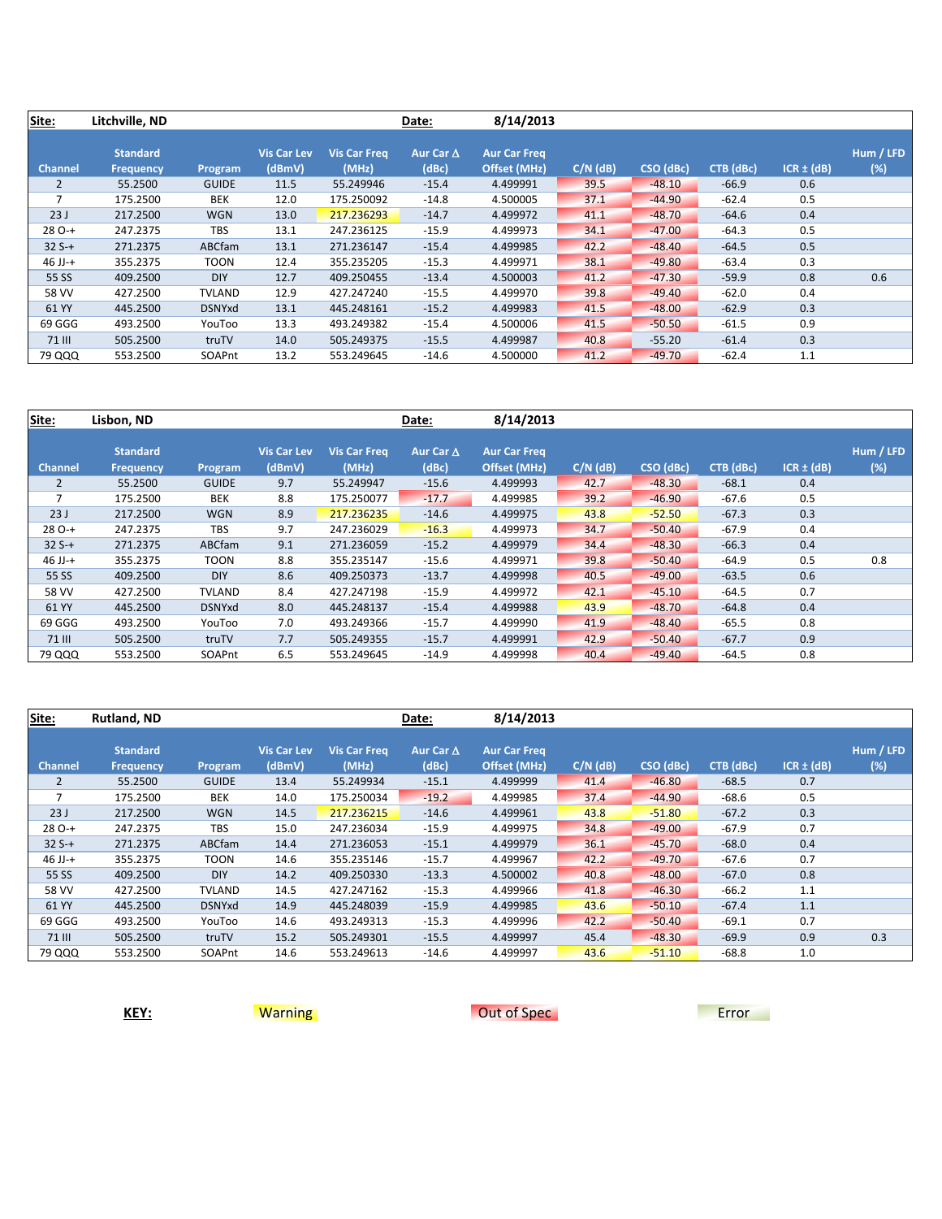**Site:** Litchville, ND **Date:** 8/14/2013

| Channel | Standard Frequency | Program | Vis Car Lev (dBmV) | Vis Car Freq (MHz) | Aur Car Δ (dBc) | Aur Car Freq Offset (MHz) | C/N (dB) | CSO (dBc) | CTB (dBc) | ICR ± (dB) | Hum / LFD (%) |
|---|---|---|---|---|---|---|---|---|---|---|---|
| 2 | 55.2500 | GUIDE | 11.5 | 55.249946 | -15.4 | 4.499991 | 39.5 | -48.10 | -66.9 | 0.6 | |
| 7 | 175.2500 | BEK | 12.0 | 175.250092 | -14.8 | 4.500005 | 37.1 | -44.90 | -62.4 | 0.5 | |
| 23 J | 217.2500 | WGN | 13.0 | 217.236293 | -14.7 | 4.499972 | 41.1 | -48.70 | -64.6 | 0.4 | |
| 28 O-+ | 247.2375 | TBS | 13.1 | 247.236125 | -15.9 | 4.499973 | 34.1 | -47.00 | -64.3 | 0.5 | |
| 32 S-+ | 271.2375 | ABCfam | 13.1 | 271.236147 | -15.4 | 4.499985 | 42.2 | -48.40 | -64.5 | 0.5 | |
| 46 JJ-+ | 355.2375 | TOON | 12.4 | 355.235205 | -15.3 | 4.499971 | 38.1 | -49.80 | -63.4 | 0.3 | |
| 55 SS | 409.2500 | DIY | 12.7 | 409.250455 | -13.4 | 4.500003 | 41.2 | -47.30 | -59.9 | 0.8 | 0.6 |
| 58 VV | 427.2500 | TVLAND | 12.9 | 427.247240 | -15.5 | 4.499970 | 39.8 | -49.40 | -62.0 | 0.4 | |
| 61 YY | 445.2500 | DSNYxd | 13.1 | 445.248161 | -15.2 | 4.499983 | 41.5 | -48.00 | -62.9 | 0.3 | |
| 69 GGG | 493.2500 | YouToo | 13.3 | 493.249382 | -15.4 | 4.500006 | 41.5 | -50.50 | -61.5 | 0.9 | |
| 71 III | 505.2500 | truTV | 14.0 | 505.249375 | -15.5 | 4.499987 | 40.8 | -55.20 | -61.4 | 0.3 | |
| 79 QQQ | 553.2500 | SOAPnt | 13.2 | 553.249645 | -14.6 | 4.500000 | 41.2 | -49.70 | -62.4 | 1.1 | |

**Site:** Lisbon, ND **Date:** 8/14/2013

| Channel | Standard Frequency | Program | Vis Car Lev (dBmV) | Vis Car Freq (MHz) | Aur Car Δ (dBc) | Aur Car Freq Offset (MHz) | C/N (dB) | CSO (dBc) | CTB (dBc) | ICR ± (dB) | Hum / LFD (%) |
|---|---|---|---|---|---|---|---|---|---|---|---|
| 2 | 55.2500 | GUIDE | 9.7 | 55.249947 | -15.6 | 4.499993 | 42.7 | -48.30 | -68.1 | 0.4 | |
| 7 | 175.2500 | BEK | 8.8 | 175.250077 | -17.7 | 4.499985 | 39.2 | -46.90 | -67.6 | 0.5 | |
| 23 J | 217.2500 | WGN | 8.9 | 217.236235 | -14.6 | 4.499975 | 43.8 | -52.50 | -67.3 | 0.3 | |
| 28 O-+ | 247.2375 | TBS | 9.7 | 247.236029 | -16.3 | 4.499973 | 34.7 | -50.40 | -67.9 | 0.4 | |
| 32 S-+ | 271.2375 | ABCfam | 9.1 | 271.236059 | -15.2 | 4.499979 | 34.4 | -48.30 | -66.3 | 0.4 | |
| 46 JJ-+ | 355.2375 | TOON | 8.8 | 355.235147 | -15.6 | 4.499971 | 39.8 | -50.40 | -64.9 | 0.5 | 0.8 |
| 55 SS | 409.2500 | DIY | 8.6 | 409.250373 | -13.7 | 4.499998 | 40.5 | -49.00 | -63.5 | 0.6 | |
| 58 VV | 427.2500 | TVLAND | 8.4 | 427.247198 | -15.9 | 4.499972 | 42.1 | -45.10 | -64.5 | 0.7 | |
| 61 YY | 445.2500 | DSNYxd | 8.0 | 445.248137 | -15.4 | 4.499988 | 43.9 | -48.70 | -64.8 | 0.4 | |
| 69 GGG | 493.2500 | YouToo | 7.0 | 493.249366 | -15.7 | 4.499990 | 41.9 | -48.40 | -65.5 | 0.8 | |
| 71 III | 505.2500 | truTV | 7.7 | 505.249355 | -15.7 | 4.499991 | 42.9 | -50.40 | -67.7 | 0.9 | |
| 79 QQQ | 553.2500 | SOAPnt | 6.5 | 553.249645 | -14.9 | 4.499998 | 40.4 | -49.40 | -64.5 | 0.8 | |

**Site:** Rutland, ND **Date:** 8/14/2013

| Channel | Standard Frequency | Program | Vis Car Lev (dBmV) | Vis Car Freq (MHz) | Aur Car Δ (dBc) | Aur Car Freq Offset (MHz) | C/N (dB) | CSO (dBc) | CTB (dBc) | ICR ± (dB) | Hum / LFD (%) |
|---|---|---|---|---|---|---|---|---|---|---|---|
| 2 | 55.2500 | GUIDE | 13.4 | 55.249934 | -15.1 | 4.499999 | 41.4 | -46.80 | -68.5 | 0.7 | |
| 7 | 175.2500 | BEK | 14.0 | 175.250034 | -19.2 | 4.499985 | 37.4 | -44.90 | -68.6 | 0.5 | |
| 23 J | 217.2500 | WGN | 14.5 | 217.236215 | -14.6 | 4.499961 | 43.8 | -51.80 | -67.2 | 0.3 | |
| 28 O-+ | 247.2375 | TBS | 15.0 | 247.236034 | -15.9 | 4.499975 | 34.8 | -49.00 | -67.9 | 0.7 | |
| 32 S-+ | 271.2375 | ABCfam | 14.4 | 271.236053 | -15.1 | 4.499979 | 36.1 | -45.70 | -68.0 | 0.4 | |
| 46 JJ-+ | 355.2375 | TOON | 14.6 | 355.235146 | -15.7 | 4.499967 | 42.2 | -49.70 | -67.6 | 0.7 | |
| 55 SS | 409.2500 | DIY | 14.2 | 409.250330 | -13.3 | 4.500002 | 40.8 | -48.00 | -67.0 | 0.8 | |
| 58 VV | 427.2500 | TVLAND | 14.5 | 427.247162 | -15.3 | 4.499966 | 41.8 | -46.30 | -66.2 | 1.1 | |
| 61 YY | 445.2500 | DSNYxd | 14.9 | 445.248039 | -15.9 | 4.499985 | 43.6 | -50.10 | -67.4 | 1.1 | |
| 69 GGG | 493.2500 | YouToo | 14.6 | 493.249313 | -15.3 | 4.499996 | 42.2 | -50.40 | -69.1 | 0.7 | |
| 71 III | 505.2500 | truTV | 15.2 | 505.249301 | -15.5 | 4.499997 | 45.4 | -48.30 | -69.9 | 0.9 | 0.3 |
| 79 QQQ | 553.2500 | SOAPnt | 14.6 | 553.249613 | -14.6 | 4.499997 | 43.6 | -51.10 | -68.8 | 1.0 | |

**KEY:** Warning Out of Spec Error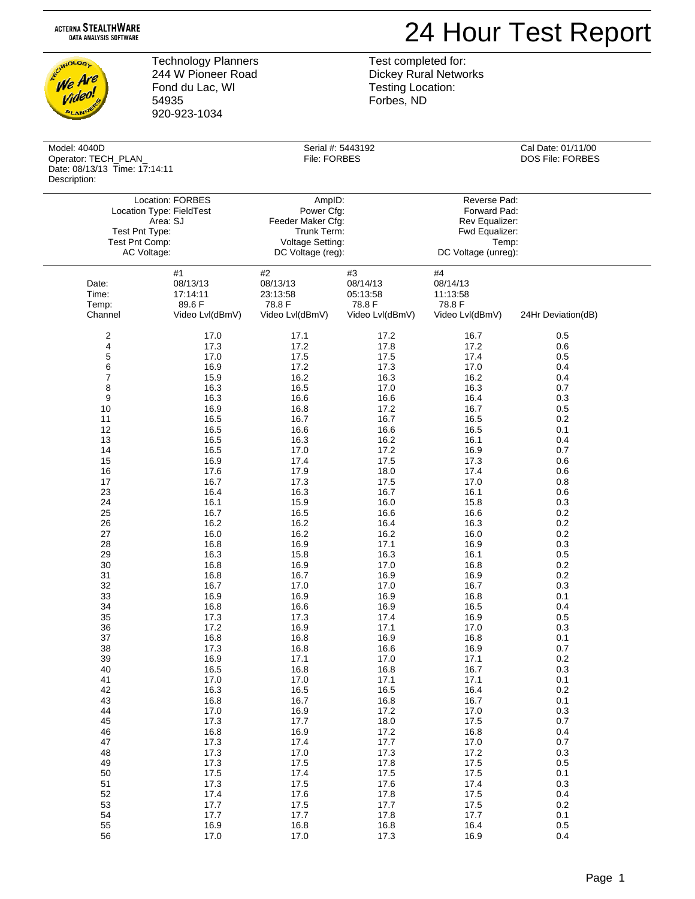ACTERNA STEALTHWARE
DATA ANALYSIS SOFTWARE

# 24 Hour Test Report

Technology Planners
244 W Pioneer Road
Fond du Lac, WI
54935
920-923-1034

Test completed for:
Dickey Rural Networks
Testing Location:
Forbes, ND

Model: 4040D
Operator: TECH_PLAN_
Date: 08/13/13 Time: 17:14:11
Description:

Serial #: 5443192
File: FORBES

Cal Date: 01/11/00
DOS File: FORBES

| | | |
|---|---|---|
| Location: FORBES | AmpID: | Reverse Pad: |
| Location Type: FieldTest | Power Cfg: | Forward Pad: |
| Area: SJ | Feeder Maker Cfg: | Rev Equalizer: |
| Test Pnt Type: | Trunk Term: | Fwd Equalizer: |
| Test Pnt Comp: | Voltage Setting: | Temp: |
| AC Voltage: | DC Voltage (reg): | DC Voltage (unreg): |

| | #1 | #2 | #3 | #4 | |
|---|---|---|---|---|---|
| Date: | 08/13/13 | 08/13/13 | 08/14/13 | 08/14/13 | |
| Time: | 17:14:11 | 23:13:58 | 05:13:58 | 11:13:58 | |
| Temp: | 89.6 F | 78.8 F | 78.8 F | 78.8 F | |
| Channel | Video Lvl(dBmV) | Video Lvl(dBmV) | Video Lvl(dBmV) | Video Lvl(dBmV) | 24Hr Deviation(dB) |
| 2 | 17.0 | 17.1 | 17.2 | 16.7 | 0.5 |
| 4 | 17.3 | 17.2 | 17.8 | 17.2 | 0.6 |
| 5 | 17.0 | 17.5 | 17.5 | 17.4 | 0.5 |
| 6 | 16.9 | 17.2 | 17.3 | 17.0 | 0.4 |
| 7 | 15.9 | 16.2 | 16.3 | 16.2 | 0.4 |
| 8 | 16.3 | 16.5 | 17.0 | 16.3 | 0.7 |
| 9 | 16.3 | 16.6 | 16.6 | 16.4 | 0.3 |
| 10 | 16.9 | 16.8 | 17.2 | 16.7 | 0.5 |
| 11 | 16.5 | 16.7 | 16.7 | 16.5 | 0.2 |
| 12 | 16.5 | 16.6 | 16.6 | 16.5 | 0.1 |
| 13 | 16.5 | 16.3 | 16.2 | 16.1 | 0.4 |
| 14 | 16.5 | 17.0 | 17.2 | 16.9 | 0.7 |
| 15 | 16.9 | 17.4 | 17.5 | 17.3 | 0.6 |
| 16 | 17.6 | 17.9 | 18.0 | 17.4 | 0.6 |
| 17 | 16.7 | 17.3 | 17.5 | 17.0 | 0.8 |
| 23 | 16.4 | 16.3 | 16.7 | 16.1 | 0.6 |
| 24 | 16.1 | 15.9 | 16.0 | 15.8 | 0.3 |
| 25 | 16.7 | 16.5 | 16.6 | 16.6 | 0.2 |
| 26 | 16.2 | 16.2 | 16.4 | 16.3 | 0.2 |
| 27 | 16.0 | 16.2 | 16.2 | 16.0 | 0.2 |
| 28 | 16.8 | 16.9 | 17.1 | 16.9 | 0.3 |
| 29 | 16.3 | 15.8 | 16.3 | 16.1 | 0.5 |
| 30 | 16.8 | 16.9 | 17.0 | 16.8 | 0.2 |
| 31 | 16.8 | 16.7 | 16.9 | 16.9 | 0.2 |
| 32 | 16.7 | 17.0 | 17.0 | 16.7 | 0.3 |
| 33 | 16.9 | 16.9 | 16.9 | 16.8 | 0.1 |
| 34 | 16.8 | 16.6 | 16.9 | 16.5 | 0.4 |
| 35 | 17.3 | 17.3 | 17.4 | 16.9 | 0.5 |
| 36 | 17.2 | 16.9 | 17.1 | 17.0 | 0.3 |
| 37 | 16.8 | 16.8 | 16.9 | 16.8 | 0.1 |
| 38 | 17.3 | 16.8 | 16.6 | 16.9 | 0.7 |
| 39 | 16.9 | 17.1 | 17.0 | 17.1 | 0.2 |
| 40 | 16.5 | 16.8 | 16.8 | 16.7 | 0.3 |
| 41 | 17.0 | 17.0 | 17.1 | 17.1 | 0.1 |
| 42 | 16.3 | 16.5 | 16.5 | 16.4 | 0.2 |
| 43 | 16.8 | 16.7 | 16.8 | 16.7 | 0.1 |
| 44 | 17.0 | 16.9 | 17.2 | 17.0 | 0.3 |
| 45 | 17.3 | 17.7 | 18.0 | 17.5 | 0.7 |
| 46 | 16.8 | 16.9 | 17.2 | 16.8 | 0.4 |
| 47 | 17.3 | 17.4 | 17.7 | 17.0 | 0.7 |
| 48 | 17.3 | 17.0 | 17.3 | 17.2 | 0.3 |
| 49 | 17.3 | 17.5 | 17.8 | 17.5 | 0.5 |
| 50 | 17.5 | 17.4 | 17.5 | 17.5 | 0.1 |
| 51 | 17.3 | 17.5 | 17.6 | 17.4 | 0.3 |
| 52 | 17.4 | 17.6 | 17.8 | 17.5 | 0.4 |
| 53 | 17.7 | 17.5 | 17.7 | 17.5 | 0.2 |
| 54 | 17.7 | 17.7 | 17.8 | 17.7 | 0.1 |
| 55 | 16.9 | 16.8 | 16.8 | 16.4 | 0.5 |
| 56 | 17.0 | 17.0 | 17.3 | 16.9 | 0.4 |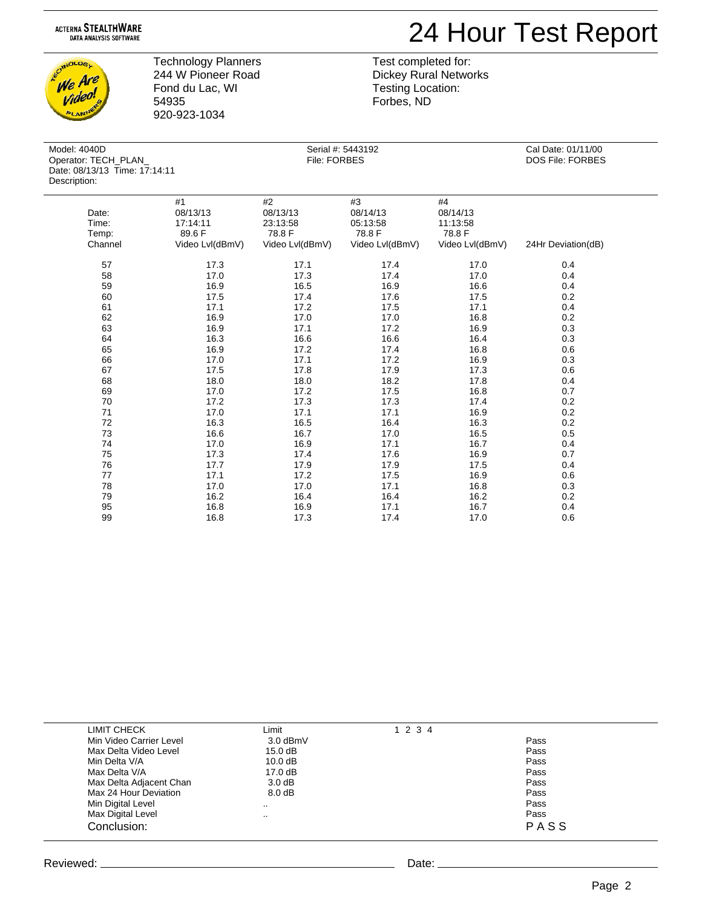ACTERNA STEALTHWARE
DATA ANALYSIS SOFTWARE

# 24 Hour Test Report

Technology Planners
244 W Pioneer Road
Fond du Lac, WI
54935
920-923-1034

Test completed for:
Dickey Rural Networks
Testing Location:
Forbes, ND

Model: 4040D
Operator: TECH_PLAN_
Date: 08/13/13 Time: 17:14:11
Description:

Serial #: 5443192
File: FORBES

Cal Date: 01/11/00
DOS File: FORBES

| | #1 | #2 | #3 | #4 | |
|---|---|---|---|---|---|
| Date: | 08/13/13 | 08/13/13 | 08/14/13 | 08/14/13 | |
| Time: | 17:14:11 | 23:13:58 | 05:13:58 | 11:13:58 | |
| Temp: | 89.6 F | 78.8 F | 78.8 F | 78.8 F | |
| Channel | Video Lvl(dBmV) | Video Lvl(dBmV) | Video Lvl(dBmV) | Video Lvl(dBmV) | 24Hr Deviation(dB) |
| 57 | 17.3 | 17.1 | 17.4 | 17.0 | 0.4 |
| 58 | 17.0 | 17.3 | 17.4 | 17.0 | 0.4 |
| 59 | 16.9 | 16.5 | 16.9 | 16.6 | 0.4 |
| 60 | 17.5 | 17.4 | 17.6 | 17.5 | 0.2 |
| 61 | 17.1 | 17.2 | 17.5 | 17.1 | 0.4 |
| 62 | 16.9 | 17.0 | 17.0 | 16.8 | 0.2 |
| 63 | 16.9 | 17.1 | 17.2 | 16.9 | 0.3 |
| 64 | 16.3 | 16.6 | 16.6 | 16.4 | 0.3 |
| 65 | 16.9 | 17.2 | 17.4 | 16.8 | 0.6 |
| 66 | 17.0 | 17.1 | 17.2 | 16.9 | 0.3 |
| 67 | 17.5 | 17.8 | 17.9 | 17.3 | 0.6 |
| 68 | 18.0 | 18.0 | 18.2 | 17.8 | 0.4 |
| 69 | 17.0 | 17.2 | 17.5 | 16.8 | 0.7 |
| 70 | 17.2 | 17.3 | 17.3 | 17.4 | 0.2 |
| 71 | 17.0 | 17.1 | 17.1 | 16.9 | 0.2 |
| 72 | 16.3 | 16.5 | 16.4 | 16.3 | 0.2 |
| 73 | 16.6 | 16.7 | 17.0 | 16.5 | 0.5 |
| 74 | 17.0 | 16.9 | 17.1 | 16.7 | 0.4 |
| 75 | 17.3 | 17.4 | 17.6 | 16.9 | 0.7 |
| 76 | 17.7 | 17.9 | 17.9 | 17.5 | 0.4 |
| 77 | 17.1 | 17.2 | 17.5 | 16.9 | 0.6 |
| 78 | 17.0 | 17.0 | 17.1 | 16.8 | 0.3 |
| 79 | 16.2 | 16.4 | 16.4 | 16.2 | 0.2 |
| 95 | 16.8 | 16.9 | 17.1 | 16.7 | 0.4 |
| 99 | 16.8 | 17.3 | 17.4 | 17.0 | 0.6 |

| LIMIT CHECK | Limit | 1 2 3 4 | |
|---|---|---|---|
| Min Video Carrier Level | 3.0 dBmV | | Pass |
| Max Delta Video Level | 15.0 dB | | Pass |
| Min Delta V/A | 10.0 dB | | Pass |
| Max Delta V/A | 17.0 dB | | Pass |
| Max Delta Adjacent Chan | 3.0 dB | | Pass |
| Max 24 Hour Deviation | 8.0 dB | | Pass |
| Min Digital Level | .. | | Pass |
| Max Digital Level | .. | | Pass |
| Conclusion: | | | PASS |

Reviewed: ______________________ Date: ______________________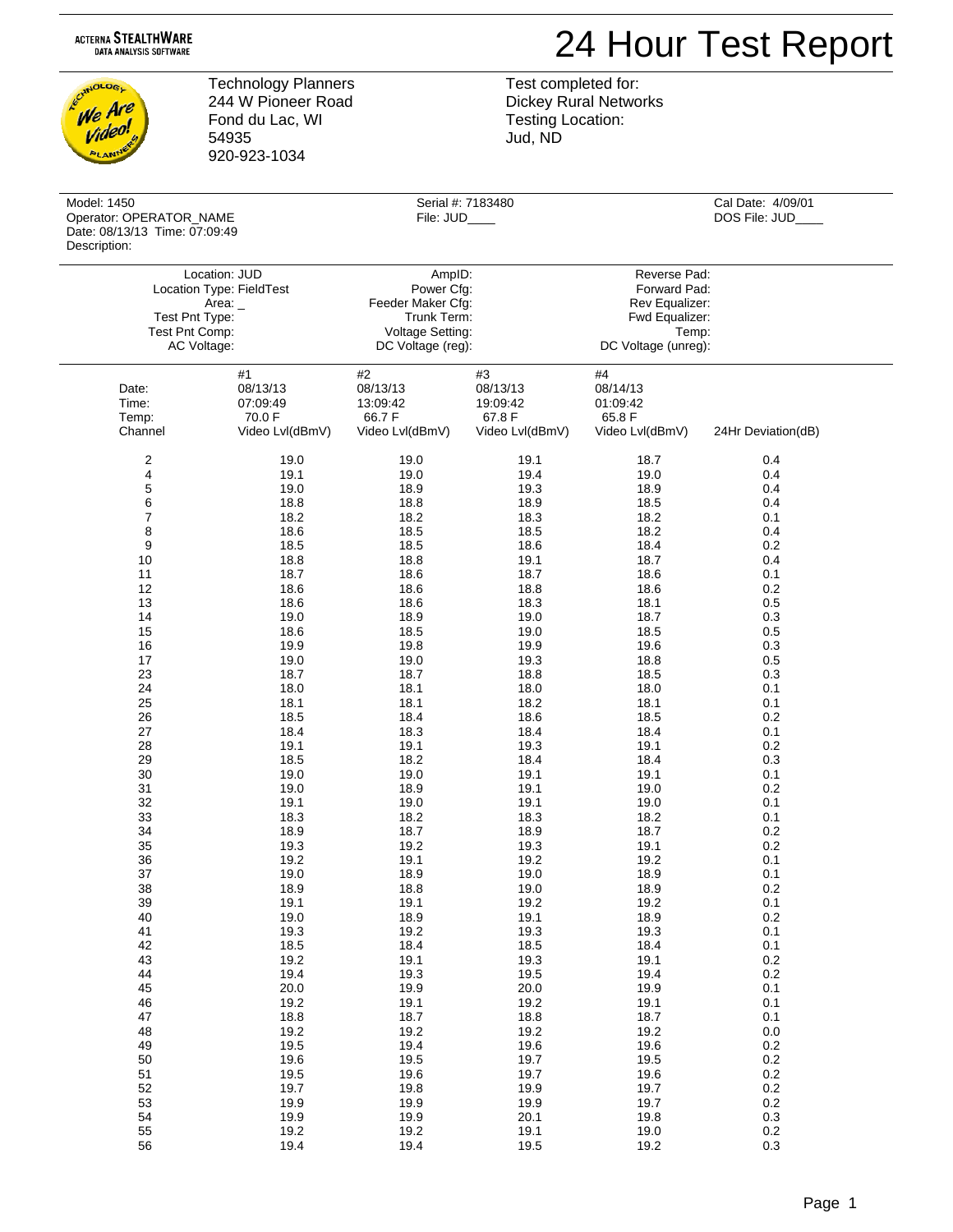ACTERNA STEALTHWARE
DATA ANALYSIS SOFTWARE

# 24 Hour Test Report

Technology Planners
244 W Pioneer Road
Fond du Lac, WI
54935
920-923-1034

Test completed for:
Dickey Rural Networks
Testing Location:
Jud, ND

Model: 1450
Operator: OPERATOR_NAME
Date: 08/13/13 Time: 07:09:49
Description:

Serial #: 7183480
File: JUD____

Cal Date: 4/09/01
DOS File: JUD____

| | | |
|---|---|---|
| Location: JUD | AmpID: | Reverse Pad: |
| Location Type: FieldTest | Power Cfg: | Forward Pad: |
| Area: _ | Feeder Maker Cfg: | Rev Equalizer: |
| Test Pnt Type: | Trunk Term: | Fwd Equalizer: |
| Test Pnt Comp: | Voltage Setting: | Temp: |
| AC Voltage: | DC Voltage (reg): | DC Voltage (unreg): |

| | #1 | #2 | #3 | #4 | |
|---|---|---|---|---|---|
| Date: | 08/13/13 | 08/13/13 | 08/13/13 | 08/14/13 | |
| Time: | 07:09:49 | 13:09:42 | 19:09:42 | 01:09:42 | |
| Temp: | 70.0 F | 66.7 F | 67.8 F | 65.8 F | |
| Channel | Video Lvl(dBmV) | Video Lvl(dBmV) | Video Lvl(dBmV) | Video Lvl(dBmV) | 24Hr Deviation(dB) |
| 2 | 19.0 | 19.0 | 19.1 | 18.7 | 0.4 |
| 4 | 19.1 | 19.0 | 19.4 | 19.0 | 0.4 |
| 5 | 19.0 | 18.9 | 19.3 | 18.9 | 0.4 |
| 6 | 18.8 | 18.8 | 18.9 | 18.5 | 0.4 |
| 7 | 18.2 | 18.2 | 18.3 | 18.2 | 0.1 |
| 8 | 18.6 | 18.5 | 18.5 | 18.2 | 0.4 |
| 9 | 18.5 | 18.5 | 18.6 | 18.4 | 0.2 |
| 10 | 18.8 | 18.8 | 19.1 | 18.7 | 0.4 |
| 11 | 18.7 | 18.6 | 18.7 | 18.6 | 0.1 |
| 12 | 18.6 | 18.6 | 18.8 | 18.6 | 0.2 |
| 13 | 18.6 | 18.6 | 18.3 | 18.1 | 0.5 |
| 14 | 19.0 | 18.9 | 19.0 | 18.7 | 0.3 |
| 15 | 18.6 | 18.5 | 19.0 | 18.5 | 0.5 |
| 16 | 19.9 | 19.8 | 19.9 | 19.6 | 0.3 |
| 17 | 19.0 | 19.0 | 19.3 | 18.8 | 0.5 |
| 23 | 18.7 | 18.7 | 18.8 | 18.5 | 0.3 |
| 24 | 18.0 | 18.1 | 18.0 | 18.0 | 0.1 |
| 25 | 18.1 | 18.1 | 18.2 | 18.1 | 0.1 |
| 26 | 18.5 | 18.4 | 18.6 | 18.5 | 0.2 |
| 27 | 18.4 | 18.3 | 18.4 | 18.4 | 0.1 |
| 28 | 19.1 | 19.1 | 19.3 | 19.1 | 0.2 |
| 29 | 18.5 | 18.2 | 18.4 | 18.4 | 0.3 |
| 30 | 19.0 | 19.0 | 19.1 | 19.1 | 0.1 |
| 31 | 19.0 | 18.9 | 19.1 | 19.0 | 0.2 |
| 32 | 19.1 | 19.0 | 19.1 | 19.0 | 0.1 |
| 33 | 18.3 | 18.2 | 18.3 | 18.2 | 0.1 |
| 34 | 18.9 | 18.7 | 18.9 | 18.7 | 0.2 |
| 35 | 19.3 | 19.2 | 19.3 | 19.1 | 0.2 |
| 36 | 19.2 | 19.1 | 19.2 | 19.2 | 0.1 |
| 37 | 19.0 | 18.9 | 19.0 | 18.9 | 0.1 |
| 38 | 18.9 | 18.8 | 19.0 | 18.9 | 0.2 |
| 39 | 19.1 | 19.1 | 19.2 | 19.2 | 0.1 |
| 40 | 19.0 | 18.9 | 19.1 | 18.9 | 0.2 |
| 41 | 19.3 | 19.2 | 19.3 | 19.3 | 0.1 |
| 42 | 18.5 | 18.4 | 18.5 | 18.4 | 0.1 |
| 43 | 19.2 | 19.1 | 19.3 | 19.1 | 0.2 |
| 44 | 19.4 | 19.3 | 19.5 | 19.4 | 0.2 |
| 45 | 20.0 | 19.9 | 20.0 | 19.9 | 0.1 |
| 46 | 19.2 | 19.1 | 19.2 | 19.1 | 0.1 |
| 47 | 18.8 | 18.7 | 18.8 | 18.7 | 0.1 |
| 48 | 19.2 | 19.2 | 19.2 | 19.2 | 0.0 |
| 49 | 19.5 | 19.4 | 19.6 | 19.6 | 0.2 |
| 50 | 19.6 | 19.5 | 19.7 | 19.5 | 0.2 |
| 51 | 19.5 | 19.6 | 19.7 | 19.6 | 0.2 |
| 52 | 19.7 | 19.8 | 19.9 | 19.7 | 0.2 |
| 53 | 19.9 | 19.9 | 19.9 | 19.7 | 0.2 |
| 54 | 19.9 | 19.9 | 20.1 | 19.8 | 0.3 |
| 55 | 19.2 | 19.2 | 19.1 | 19.0 | 0.2 |
| 56 | 19.4 | 19.4 | 19.5 | 19.2 | 0.3 |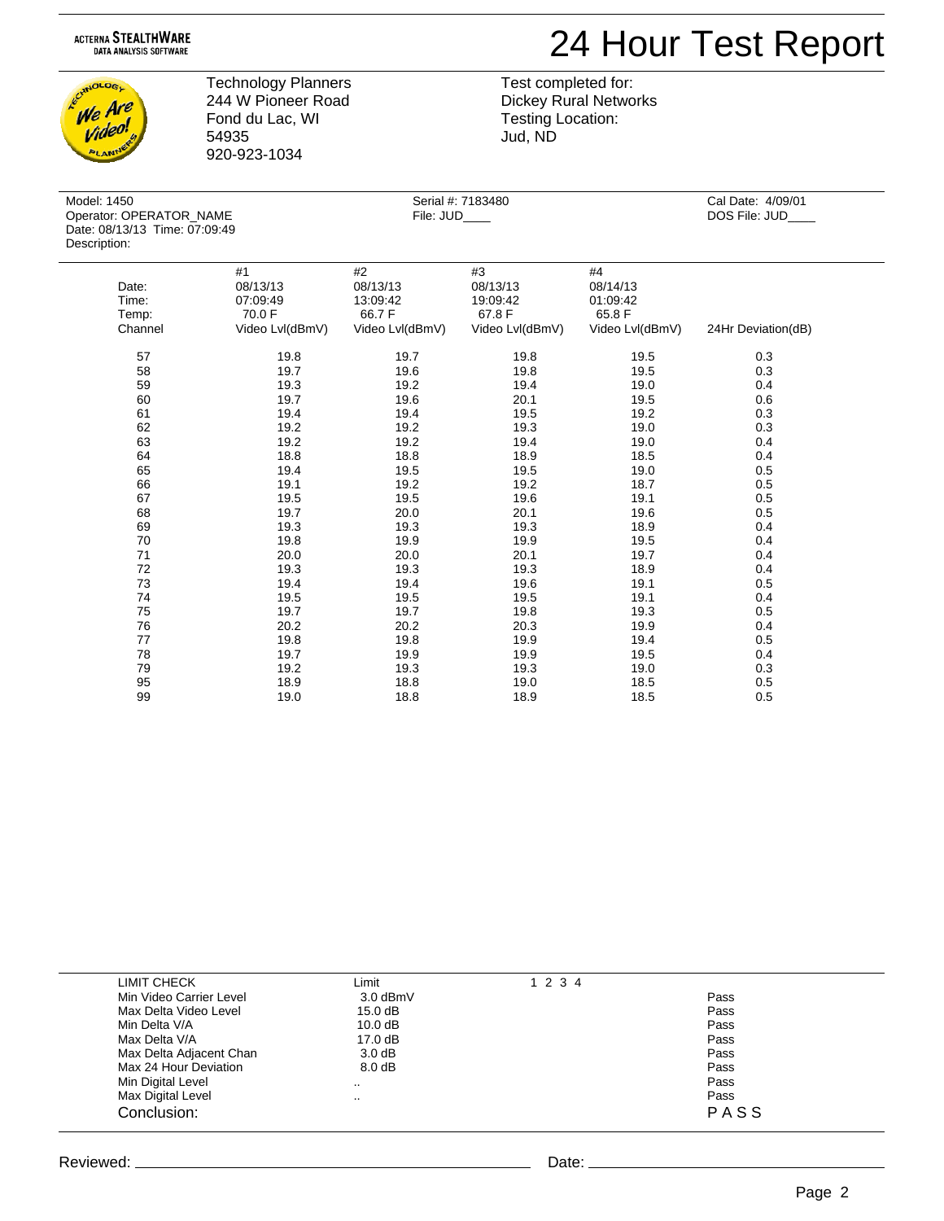ACTERNA STEALTHWARE
DATA ANALYSIS SOFTWARE

# 24 Hour Test Report

Technology Planners
244 W Pioneer Road
Fond du Lac, WI
54935
920-923-1034

Test completed for:
Dickey Rural Networks
Testing Location:
Jud, ND

Model: 1450
Operator: OPERATOR_NAME
Date: 08/13/13 Time: 07:09:49
Description:

Serial #: 7183480
File: JUD____

Cal Date: 4/09/01
DOS File: JUD____

| | #1 | #2 | #3 | #4 | |
|---|---|---|---|---|---|
| Date: | 08/13/13 | 08/13/13 | 08/13/13 | 08/14/13 | |
| Time: | 07:09:49 | 13:09:42 | 19:09:42 | 01:09:42 | |
| Temp: | 70.0 F | 66.7 F | 67.8 F | 65.8 F | |
| Channel | Video Lvl(dBmV) | Video Lvl(dBmV) | Video Lvl(dBmV) | Video Lvl(dBmV) | 24Hr Deviation(dB) |
| 57 | 19.8 | 19.7 | 19.8 | 19.5 | 0.3 |
| 58 | 19.7 | 19.6 | 19.8 | 19.5 | 0.3 |
| 59 | 19.3 | 19.2 | 19.4 | 19.0 | 0.4 |
| 60 | 19.7 | 19.6 | 20.1 | 19.5 | 0.6 |
| 61 | 19.4 | 19.4 | 19.5 | 19.2 | 0.3 |
| 62 | 19.2 | 19.2 | 19.3 | 19.0 | 0.3 |
| 63 | 19.2 | 19.2 | 19.4 | 19.0 | 0.4 |
| 64 | 18.8 | 18.8 | 18.9 | 18.5 | 0.4 |
| 65 | 19.4 | 19.5 | 19.5 | 19.0 | 0.5 |
| 66 | 19.1 | 19.2 | 19.2 | 18.7 | 0.5 |
| 67 | 19.5 | 19.5 | 19.6 | 19.1 | 0.5 |
| 68 | 19.7 | 20.0 | 20.1 | 19.6 | 0.5 |
| 69 | 19.3 | 19.3 | 19.3 | 18.9 | 0.4 |
| 70 | 19.8 | 19.9 | 19.9 | 19.5 | 0.4 |
| 71 | 20.0 | 20.0 | 20.1 | 19.7 | 0.4 |
| 72 | 19.3 | 19.3 | 19.3 | 18.9 | 0.4 |
| 73 | 19.4 | 19.4 | 19.6 | 19.1 | 0.5 |
| 74 | 19.5 | 19.5 | 19.5 | 19.1 | 0.4 |
| 75 | 19.7 | 19.7 | 19.8 | 19.3 | 0.5 |
| 76 | 20.2 | 20.2 | 20.3 | 19.9 | 0.4 |
| 77 | 19.8 | 19.8 | 19.9 | 19.4 | 0.5 |
| 78 | 19.7 | 19.9 | 19.9 | 19.5 | 0.4 |
| 79 | 19.2 | 19.3 | 19.3 | 19.0 | 0.3 |
| 95 | 18.9 | 18.8 | 19.0 | 18.5 | 0.5 |
| 99 | 19.0 | 18.8 | 18.9 | 18.5 | 0.5 |

| LIMIT CHECK | Limit | 1 2 3 4 | |
|---|---|---|---|
| Min Video Carrier Level | 3.0 dBmV | | Pass |
| Max Delta Video Level | 15.0 dB | | Pass |
| Min Delta V/A | 10.0 dB | | Pass |
| Max Delta V/A | 17.0 dB | | Pass |
| Max Delta Adjacent Chan | 3.0 dB | | Pass |
| Max 24 Hour Deviation | 8.0 dB | | Pass |
| Min Digital Level | .. | | Pass |
| Max Digital Level | .. | | Pass |
| Conclusion: | | | PASS |

Reviewed: ______________________________ Date: ______________________________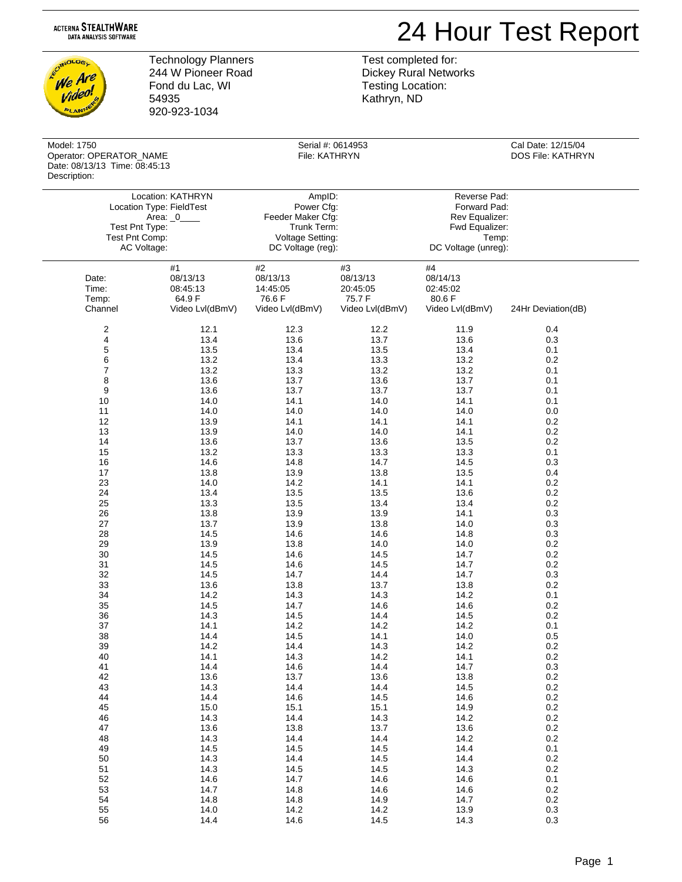ACTERNA STEALTHWARE
DATA ANALYSIS SOFTWARE

# 24 Hour Test Report

Technology Planners
244 W Pioneer Road
Fond du Lac, WI
54935
920-923-1034

Test completed for:
Dickey Rural Networks
Testing Location:
Kathryn, ND

Model: 1750
Operator: OPERATOR_NAME
Date: 08/13/13 Time: 08:45:13
Description:

Serial #: 0614953
File: KATHRYN

Cal Date: 12/15/04
DOS File: KATHRYN

Location: KATHRYN
Location Type: FieldTest
Area: _0____
Test Pnt Type:
Test Pnt Comp:
AC Voltage:

AmpID:
Power Cfg:
Feeder Maker Cfg:
Trunk Term:
Voltage Setting:
DC Voltage (reg):

Reverse Pad:
Forward Pad:
Rev Equalizer:
Fwd Equalizer:
Temp:
DC Voltage (unreg):

| | #1 | #2 | #3 | #4 | |
|---|---|---|---|---|---|
| Date: | 08/13/13 | 08/13/13 | 08/13/13 | 08/14/13 | |
| Time: | 08:45:13 | 14:45:05 | 20:45:05 | 02:45:02 | |
| Temp: | 64.9 F | 76.6 F | 75.7 F | 80.6 F | |
| Channel | Video Lvl(dBmV) | Video Lvl(dBmV) | Video Lvl(dBmV) | Video Lvl(dBmV) | 24Hr Deviation(dB) |
| 2 | 12.1 | 12.3 | 12.2 | 11.9 | 0.4 |
| 4 | 13.4 | 13.6 | 13.7 | 13.6 | 0.3 |
| 5 | 13.5 | 13.4 | 13.5 | 13.4 | 0.1 |
| 6 | 13.2 | 13.4 | 13.3 | 13.2 | 0.2 |
| 7 | 13.2 | 13.3 | 13.2 | 13.2 | 0.1 |
| 8 | 13.6 | 13.7 | 13.6 | 13.7 | 0.1 |
| 9 | 13.6 | 13.7 | 13.7 | 13.7 | 0.1 |
| 10 | 14.0 | 14.1 | 14.0 | 14.1 | 0.1 |
| 11 | 14.0 | 14.0 | 14.0 | 14.0 | 0.0 |
| 12 | 13.9 | 14.1 | 14.1 | 14.1 | 0.2 |
| 13 | 13.9 | 14.0 | 14.0 | 14.1 | 0.2 |
| 14 | 13.6 | 13.7 | 13.6 | 13.5 | 0.2 |
| 15 | 13.2 | 13.3 | 13.3 | 13.3 | 0.1 |
| 16 | 14.6 | 14.8 | 14.7 | 14.5 | 0.3 |
| 17 | 13.8 | 13.9 | 13.8 | 13.5 | 0.4 |
| 23 | 14.0 | 14.2 | 14.1 | 14.1 | 0.2 |
| 24 | 13.4 | 13.5 | 13.5 | 13.6 | 0.2 |
| 25 | 13.3 | 13.5 | 13.4 | 13.4 | 0.2 |
| 26 | 13.8 | 13.9 | 13.9 | 14.1 | 0.3 |
| 27 | 13.7 | 13.9 | 13.8 | 14.0 | 0.3 |
| 28 | 14.5 | 14.6 | 14.6 | 14.8 | 0.3 |
| 29 | 13.9 | 13.8 | 14.0 | 14.0 | 0.2 |
| 30 | 14.5 | 14.6 | 14.5 | 14.7 | 0.2 |
| 31 | 14.5 | 14.6 | 14.5 | 14.7 | 0.2 |
| 32 | 14.5 | 14.7 | 14.4 | 14.7 | 0.3 |
| 33 | 13.6 | 13.8 | 13.7 | 13.8 | 0.2 |
| 34 | 14.2 | 14.3 | 14.3 | 14.2 | 0.1 |
| 35 | 14.5 | 14.7 | 14.6 | 14.6 | 0.2 |
| 36 | 14.3 | 14.5 | 14.4 | 14.5 | 0.2 |
| 37 | 14.1 | 14.2 | 14.2 | 14.2 | 0.1 |
| 38 | 14.4 | 14.5 | 14.1 | 14.0 | 0.5 |
| 39 | 14.2 | 14.4 | 14.3 | 14.2 | 0.2 |
| 40 | 14.1 | 14.3 | 14.2 | 14.1 | 0.2 |
| 41 | 14.4 | 14.6 | 14.4 | 14.7 | 0.3 |
| 42 | 13.6 | 13.7 | 13.6 | 13.8 | 0.2 |
| 43 | 14.3 | 14.4 | 14.4 | 14.5 | 0.2 |
| 44 | 14.4 | 14.6 | 14.5 | 14.6 | 0.2 |
| 45 | 15.0 | 15.1 | 15.1 | 14.9 | 0.2 |
| 46 | 14.3 | 14.4 | 14.3 | 14.2 | 0.2 |
| 47 | 13.6 | 13.8 | 13.7 | 13.6 | 0.2 |
| 48 | 14.3 | 14.4 | 14.4 | 14.2 | 0.2 |
| 49 | 14.5 | 14.5 | 14.5 | 14.4 | 0.1 |
| 50 | 14.3 | 14.4 | 14.5 | 14.4 | 0.2 |
| 51 | 14.3 | 14.5 | 14.5 | 14.3 | 0.2 |
| 52 | 14.6 | 14.7 | 14.6 | 14.6 | 0.1 |
| 53 | 14.7 | 14.8 | 14.6 | 14.6 | 0.2 |
| 54 | 14.8 | 14.8 | 14.9 | 14.7 | 0.2 |
| 55 | 14.0 | 14.2 | 14.2 | 13.9 | 0.3 |
| 56 | 14.4 | 14.6 | 14.5 | 14.3 | 0.3 |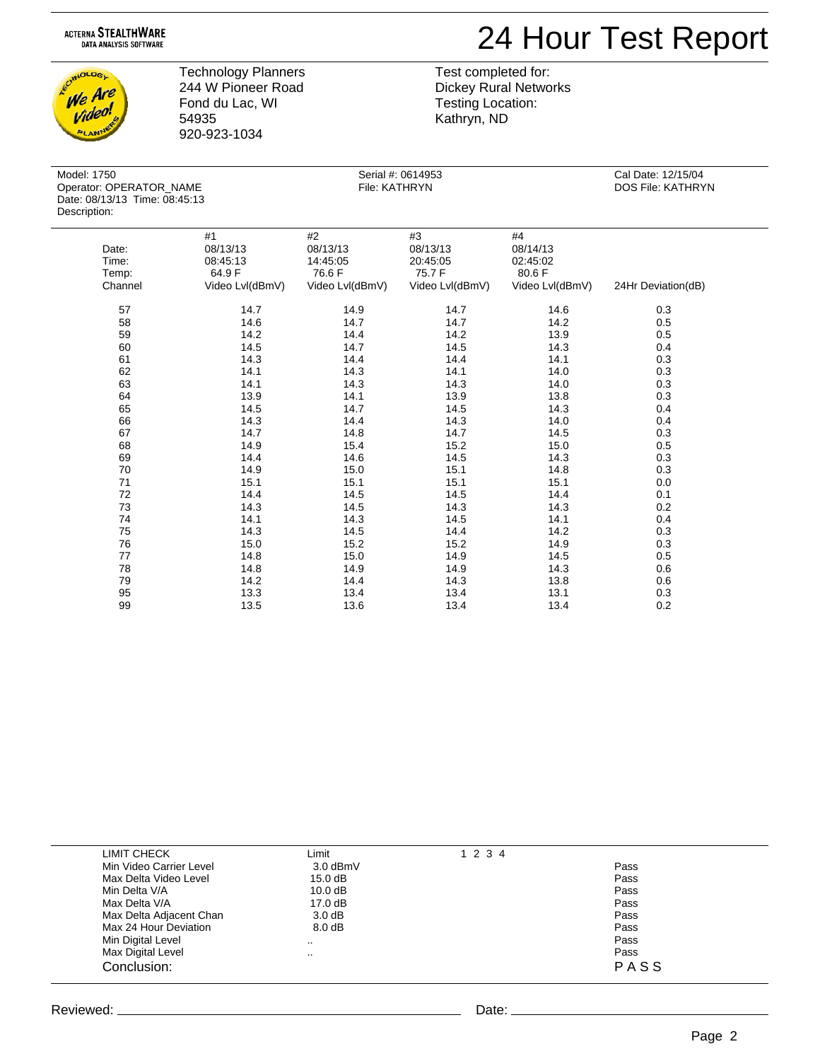ACTERNA STEALTHWARE
DATA ANALYSIS SOFTWARE

# 24 Hour Test Report

Technology Planners
244 W Pioneer Road
Fond du Lac, WI
54935
920-923-1034

Test completed for:
Dickey Rural Networks
Testing Location:
Kathryn, ND

Model: 1750
Operator: OPERATOR_NAME
Date: 08/13/13 Time: 08:45:13
Description:

Serial #: 0614953
File: KATHRYN

Cal Date: 12/15/04
DOS File: KATHRYN

| | #1 | #2 | #3 | #4 | |
|---|---|---|---|---|---|
| Date: | 08/13/13 | 08/13/13 | 08/13/13 | 08/14/13 | |
| Time: | 08:45:13 | 14:45:05 | 20:45:05 | 02:45:02 | |
| Temp: | 64.9 F | 76.6 F | 75.7 F | 80.6 F | |
| Channel | Video Lvl(dBmV) | Video Lvl(dBmV) | Video Lvl(dBmV) | Video Lvl(dBmV) | 24Hr Deviation(dB) |
| 57 | 14.7 | 14.9 | 14.7 | 14.6 | 0.3 |
| 58 | 14.6 | 14.7 | 14.7 | 14.2 | 0.5 |
| 59 | 14.2 | 14.4 | 14.2 | 13.9 | 0.5 |
| 60 | 14.5 | 14.7 | 14.5 | 14.3 | 0.4 |
| 61 | 14.3 | 14.4 | 14.4 | 14.1 | 0.3 |
| 62 | 14.1 | 14.3 | 14.1 | 14.0 | 0.3 |
| 63 | 14.1 | 14.3 | 14.3 | 14.0 | 0.3 |
| 64 | 13.9 | 14.1 | 13.9 | 13.8 | 0.3 |
| 65 | 14.5 | 14.7 | 14.5 | 14.3 | 0.4 |
| 66 | 14.3 | 14.4 | 14.3 | 14.0 | 0.4 |
| 67 | 14.7 | 14.8 | 14.7 | 14.5 | 0.3 |
| 68 | 14.9 | 15.4 | 15.2 | 15.0 | 0.5 |
| 69 | 14.4 | 14.6 | 14.5 | 14.3 | 0.3 |
| 70 | 14.9 | 15.0 | 15.1 | 14.8 | 0.3 |
| 71 | 15.1 | 15.1 | 15.1 | 15.1 | 0.0 |
| 72 | 14.4 | 14.5 | 14.5 | 14.4 | 0.1 |
| 73 | 14.3 | 14.5 | 14.3 | 14.3 | 0.2 |
| 74 | 14.1 | 14.3 | 14.5 | 14.1 | 0.4 |
| 75 | 14.3 | 14.5 | 14.4 | 14.2 | 0.3 |
| 76 | 15.0 | 15.2 | 15.2 | 14.9 | 0.3 |
| 77 | 14.8 | 15.0 | 14.9 | 14.5 | 0.5 |
| 78 | 14.8 | 14.9 | 14.9 | 14.3 | 0.6 |
| 79 | 14.2 | 14.4 | 14.3 | 13.8 | 0.6 |
| 95 | 13.3 | 13.4 | 13.4 | 13.1 | 0.3 |
| 99 | 13.5 | 13.6 | 13.4 | 13.4 | 0.2 |

| LIMIT CHECK | Limit | 1 2 3 4 | |
|---|---|---|---|
| Min Video Carrier Level | 3.0 dBmV | | Pass |
| Max Delta Video Level | 15.0 dB | | Pass |
| Min Delta V/A | 10.0 dB | | Pass |
| Max Delta V/A | 17.0 dB | | Pass |
| Max Delta Adjacent Chan | 3.0 dB | | Pass |
| Max 24 Hour Deviation | 8.0 dB | | Pass |
| Min Digital Level | .. | | Pass |
| Max Digital Level | .. | | Pass |
| Conclusion: | | | PASS |

Reviewed: ______________________ Date: ______________________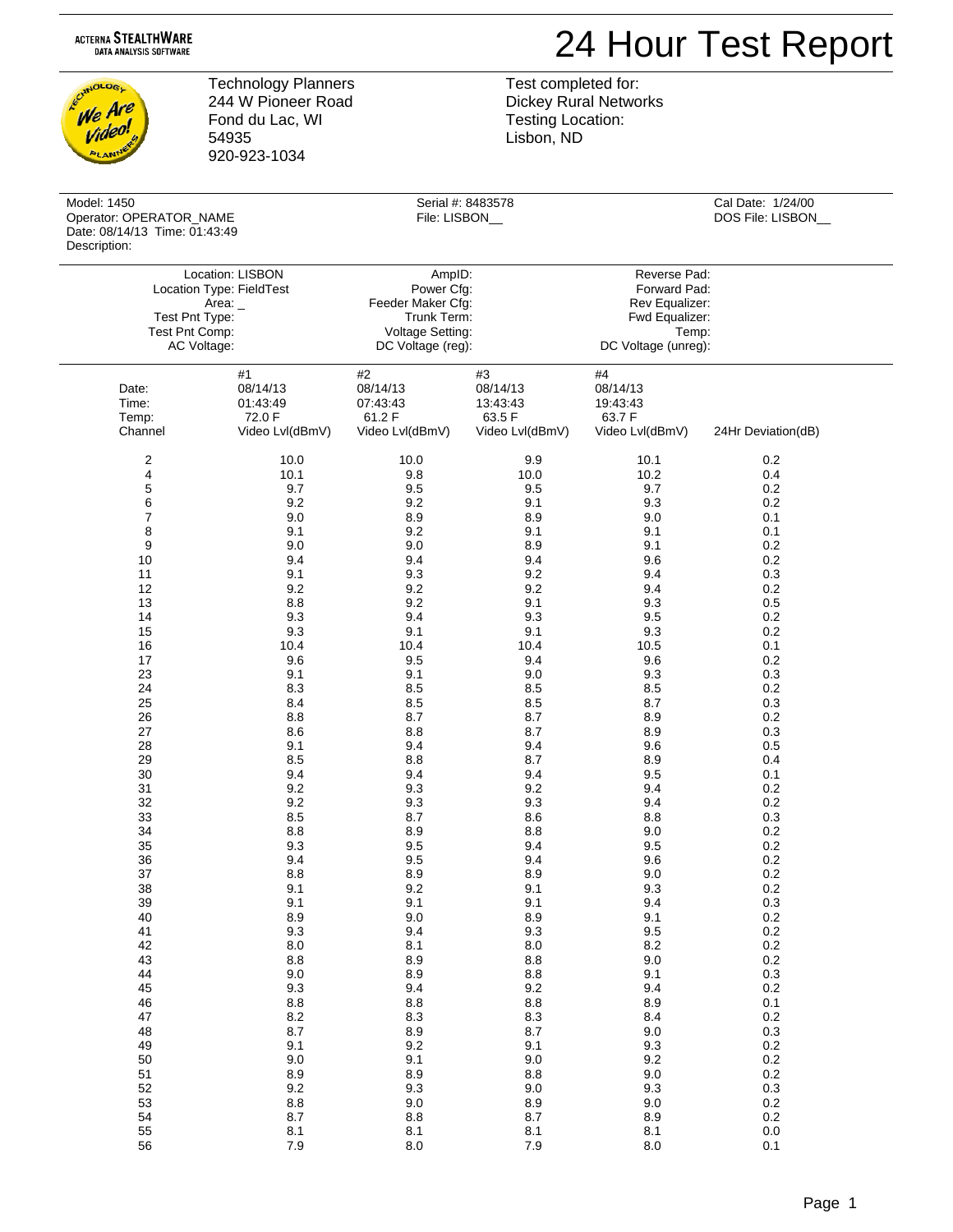ACTERNA STEALTHWARE
DATA ANALYSIS SOFTWARE

# 24 Hour Test Report

Technology Planners
244 W Pioneer Road
Fond du Lac, WI
54935
920-923-1034

Test completed for:
Dickey Rural Networks
Testing Location:
Lisbon, ND

Model: 1450
Operator: OPERATOR_NAME
Date: 08/14/13 Time: 01:43:49
Description:

Serial #: 8483578
File: LISBON__

Cal Date: 1/24/00
DOS File: LISBON__

Location: LISBON
Location Type: FieldTest
Area: _
Test Pnt Type:
Test Pnt Comp:
AC Voltage:

AmpID:
Power Cfg:
Feeder Maker Cfg:
Trunk Term:
Voltage Setting:
DC Voltage (reg):

Reverse Pad:
Forward Pad:
Rev Equalizer:
Fwd Equalizer:
Temp:
DC Voltage (unreg):

| | #1 | #2 | #3 | #4 | |
|---|---|---|---|---|---|
| Date: | 08/14/13 | 08/14/13 | 08/14/13 | 08/14/13 | |
| Time: | 01:43:49 | 07:43:43 | 13:43:43 | 19:43:43 | |
| Temp: | 72.0 F | 61.2 F | 63.5 F | 63.7 F | |
| Channel | Video Lvl(dBmV) | Video Lvl(dBmV) | Video Lvl(dBmV) | Video Lvl(dBmV) | 24Hr Deviation(dB) |
| 2 | 10.0 | 10.0 | 9.9 | 10.1 | 0.2 |
| 4 | 10.1 | 9.8 | 10.0 | 10.2 | 0.4 |
| 5 | 9.7 | 9.5 | 9.5 | 9.7 | 0.2 |
| 6 | 9.2 | 9.2 | 9.1 | 9.3 | 0.2 |
| 7 | 9.0 | 8.9 | 8.9 | 9.0 | 0.1 |
| 8 | 9.1 | 9.2 | 9.1 | 9.1 | 0.1 |
| 9 | 9.0 | 9.0 | 8.9 | 9.1 | 0.2 |
| 10 | 9.4 | 9.4 | 9.4 | 9.6 | 0.2 |
| 11 | 9.1 | 9.3 | 9.2 | 9.4 | 0.3 |
| 12 | 9.2 | 9.2 | 9.2 | 9.4 | 0.2 |
| 13 | 8.8 | 9.2 | 9.1 | 9.3 | 0.5 |
| 14 | 9.3 | 9.4 | 9.3 | 9.5 | 0.2 |
| 15 | 9.3 | 9.1 | 9.1 | 9.3 | 0.2 |
| 16 | 10.4 | 10.4 | 10.4 | 10.5 | 0.1 |
| 17 | 9.6 | 9.5 | 9.4 | 9.6 | 0.2 |
| 23 | 9.1 | 9.1 | 9.0 | 9.3 | 0.3 |
| 24 | 8.3 | 8.5 | 8.5 | 8.5 | 0.2 |
| 25 | 8.4 | 8.5 | 8.5 | 8.7 | 0.3 |
| 26 | 8.8 | 8.7 | 8.7 | 8.9 | 0.2 |
| 27 | 8.6 | 8.8 | 8.7 | 8.9 | 0.3 |
| 28 | 9.1 | 9.4 | 9.4 | 9.6 | 0.5 |
| 29 | 8.5 | 8.8 | 8.7 | 8.9 | 0.4 |
| 30 | 9.4 | 9.4 | 9.4 | 9.5 | 0.1 |
| 31 | 9.2 | 9.3 | 9.2 | 9.4 | 0.2 |
| 32 | 9.2 | 9.3 | 9.3 | 9.4 | 0.2 |
| 33 | 8.5 | 8.7 | 8.6 | 8.8 | 0.3 |
| 34 | 8.8 | 8.9 | 8.8 | 9.0 | 0.2 |
| 35 | 9.3 | 9.5 | 9.4 | 9.5 | 0.2 |
| 36 | 9.4 | 9.5 | 9.4 | 9.6 | 0.2 |
| 37 | 8.8 | 8.9 | 8.9 | 9.0 | 0.2 |
| 38 | 9.1 | 9.2 | 9.1 | 9.3 | 0.2 |
| 39 | 9.1 | 9.1 | 9.1 | 9.4 | 0.3 |
| 40 | 8.9 | 9.0 | 8.9 | 9.1 | 0.2 |
| 41 | 9.3 | 9.4 | 9.3 | 9.5 | 0.2 |
| 42 | 8.0 | 8.1 | 8.0 | 8.2 | 0.2 |
| 43 | 8.8 | 8.9 | 8.8 | 9.0 | 0.2 |
| 44 | 9.0 | 8.9 | 8.8 | 9.1 | 0.3 |
| 45 | 9.3 | 9.4 | 9.2 | 9.4 | 0.2 |
| 46 | 8.8 | 8.8 | 8.8 | 8.9 | 0.1 |
| 47 | 8.2 | 8.3 | 8.3 | 8.4 | 0.2 |
| 48 | 8.7 | 8.9 | 8.7 | 9.0 | 0.3 |
| 49 | 9.1 | 9.2 | 9.1 | 9.3 | 0.2 |
| 50 | 9.0 | 9.1 | 9.0 | 9.2 | 0.2 |
| 51 | 8.9 | 8.9 | 8.8 | 9.0 | 0.2 |
| 52 | 9.2 | 9.3 | 9.0 | 9.3 | 0.3 |
| 53 | 8.8 | 9.0 | 8.9 | 9.0 | 0.2 |
| 54 | 8.7 | 8.8 | 8.7 | 8.9 | 0.2 |
| 55 | 8.1 | 8.1 | 8.1 | 8.1 | 0.0 |
| 56 | 7.9 | 8.0 | 7.9 | 8.0 | 0.1 |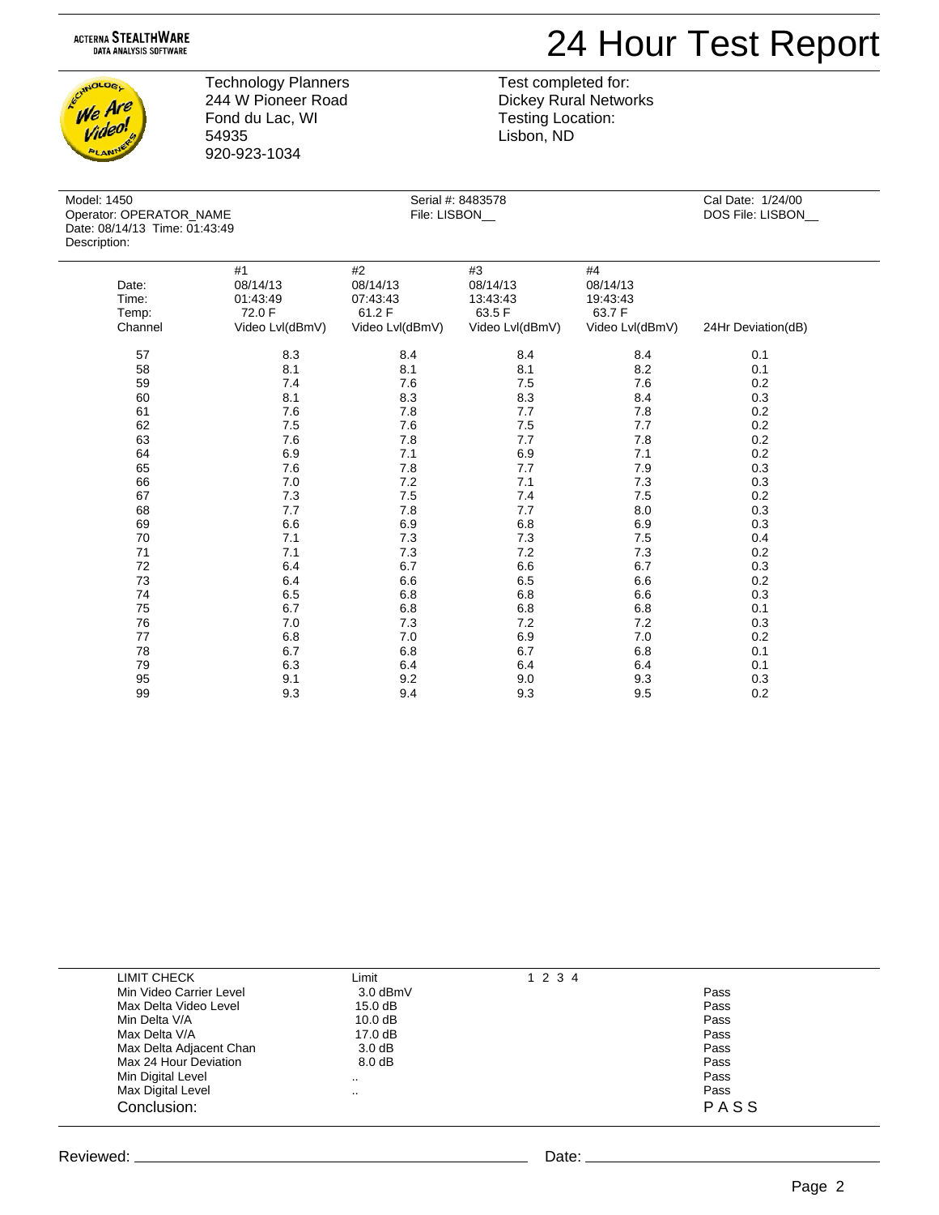ACTERNA STEALTHWARE
DATA ANALYSIS SOFTWARE

# 24 Hour Test Report

Technology Planners
244 W Pioneer Road
Fond du Lac, WI
54935
920-923-1034

Test completed for:
Dickey Rural Networks
Testing Location:
Lisbon, ND

Model: 1450
Operator: OPERATOR_NAME
Date: 08/14/13 Time: 01:43:49
Description:

Serial #: 8483578
File: LISBON__

Cal Date: 1/24/00
DOS File: LISBON__

| | #1 | #2 | #3 | #4 | |
|---|---|---|---|---|---|
| Date: | 08/14/13 | 08/14/13 | 08/14/13 | 08/14/13 | |
| Time: | 01:43:49 | 07:43:43 | 13:43:43 | 19:43:43 | |
| Temp: | 72.0 F | 61.2 F | 63.5 F | 63.7 F | |
| Channel | Video Lvl(dBmV) | Video Lvl(dBmV) | Video Lvl(dBmV) | Video Lvl(dBmV) | 24Hr Deviation(dB) |
| 57 | 8.3 | 8.4 | 8.4 | 8.4 | 0.1 |
| 58 | 8.1 | 8.1 | 8.1 | 8.2 | 0.1 |
| 59 | 7.4 | 7.6 | 7.5 | 7.6 | 0.2 |
| 60 | 8.1 | 8.3 | 8.3 | 8.4 | 0.3 |
| 61 | 7.6 | 7.8 | 7.7 | 7.8 | 0.2 |
| 62 | 7.5 | 7.6 | 7.5 | 7.7 | 0.2 |
| 63 | 7.6 | 7.8 | 7.7 | 7.8 | 0.2 |
| 64 | 6.9 | 7.1 | 6.9 | 7.1 | 0.2 |
| 65 | 7.6 | 7.8 | 7.7 | 7.9 | 0.3 |
| 66 | 7.0 | 7.2 | 7.1 | 7.3 | 0.3 |
| 67 | 7.3 | 7.5 | 7.4 | 7.5 | 0.2 |
| 68 | 7.7 | 7.8 | 7.7 | 8.0 | 0.3 |
| 69 | 6.6 | 6.9 | 6.8 | 6.9 | 0.3 |
| 70 | 7.1 | 7.3 | 7.3 | 7.5 | 0.4 |
| 71 | 7.1 | 7.3 | 7.2 | 7.3 | 0.2 |
| 72 | 6.4 | 6.7 | 6.6 | 6.7 | 0.3 |
| 73 | 6.4 | 6.6 | 6.5 | 6.6 | 0.2 |
| 74 | 6.5 | 6.8 | 6.8 | 6.6 | 0.3 |
| 75 | 6.7 | 6.8 | 6.8 | 6.8 | 0.1 |
| 76 | 7.0 | 7.3 | 7.2 | 7.2 | 0.3 |
| 77 | 6.8 | 7.0 | 6.9 | 7.0 | 0.2 |
| 78 | 6.7 | 6.8 | 6.7 | 6.8 | 0.1 |
| 79 | 6.3 | 6.4 | 6.4 | 6.4 | 0.1 |
| 95 | 9.1 | 9.2 | 9.0 | 9.3 | 0.3 |
| 99 | 9.3 | 9.4 | 9.3 | 9.5 | 0.2 |

| LIMIT CHECK | Limit | 1 2 3 4 | |
|---|---|---|---|
| Min Video Carrier Level | 3.0 dBmV | | Pass |
| Max Delta Video Level | 15.0 dB | | Pass |
| Min Delta V/A | 10.0 dB | | Pass |
| Max Delta V/A | 17.0 dB | | Pass |
| Max Delta Adjacent Chan | 3.0 dB | | Pass |
| Max 24 Hour Deviation | 8.0 dB | | Pass |
| Min Digital Level | .. | | Pass |
| Max Digital Level | .. | | Pass |
| Conclusion: | | | PASS |

Reviewed: ______________________________ Date: ______________________________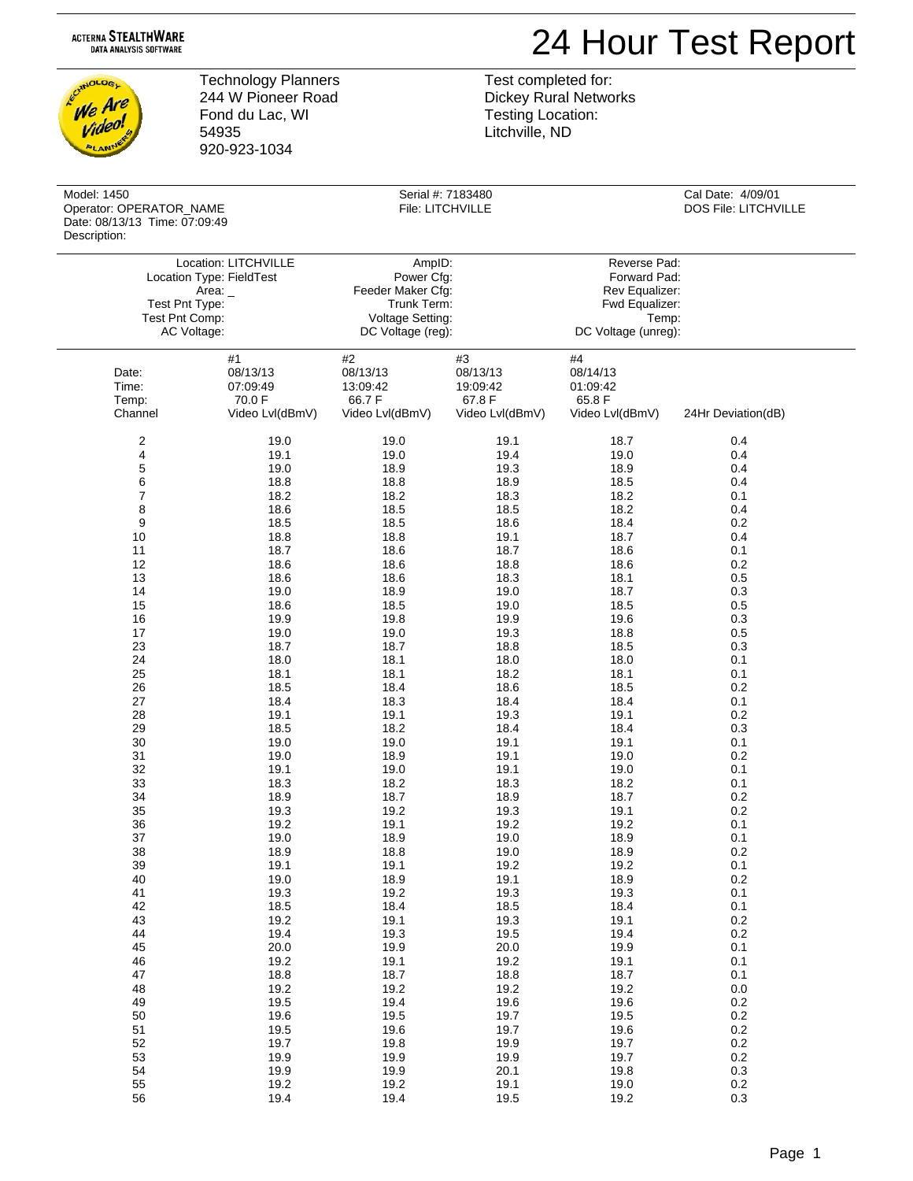ACTERNA STEALTHWARE
DATA ANALYSIS SOFTWARE

# 24 Hour Test Report

Technology Planners
244 W Pioneer Road
Fond du Lac, WI
54935
920-923-1034

Test completed for:
Dickey Rural Networks
Testing Location:
Litchville, ND

Model: 1450
Operator: OPERATOR_NAME
Date: 08/13/13 Time: 07:09:49
Description:

Serial #: 7183480
File: LITCHVILLE

Cal Date: 4/09/01
DOS File: LITCHVILLE

Location: LITCHVILLE
Location Type: FieldTest
Area: _
Test Pnt Type:
Test Pnt Comp:
AC Voltage:

AmpID:
Power Cfg:
Feeder Maker Cfg:
Trunk Term:
Voltage Setting:
DC Voltage (reg):

Reverse Pad:
Forward Pad:
Rev Equalizer:
Fwd Equalizer:
Temp:
DC Voltage (unreg):

| | #1 | #2 | #3 | #4 | |
|---|---|---|---|---|---|
| Date: | 08/13/13 | 08/13/13 | 08/13/13 | 08/14/13 | |
| Time: | 07:09:49 | 13:09:42 | 19:09:42 | 01:09:42 | |
| Temp: | 70.0 F | 66.7 F | 67.8 F | 65.8 F | |
| Channel | Video Lvl(dBmV) | Video Lvl(dBmV) | Video Lvl(dBmV) | Video Lvl(dBmV) | 24Hr Deviation(dB) |
| 2 | 19.0 | 19.0 | 19.1 | 18.7 | 0.4 |
| 4 | 19.1 | 19.0 | 19.4 | 19.0 | 0.4 |
| 5 | 19.0 | 18.9 | 19.3 | 18.9 | 0.4 |
| 6 | 18.8 | 18.8 | 18.9 | 18.5 | 0.4 |
| 7 | 18.2 | 18.2 | 18.3 | 18.2 | 0.1 |
| 8 | 18.6 | 18.5 | 18.5 | 18.2 | 0.4 |
| 9 | 18.5 | 18.5 | 18.6 | 18.4 | 0.2 |
| 10 | 18.8 | 18.8 | 19.1 | 18.7 | 0.4 |
| 11 | 18.7 | 18.6 | 18.7 | 18.6 | 0.1 |
| 12 | 18.6 | 18.6 | 18.8 | 18.6 | 0.2 |
| 13 | 18.6 | 18.6 | 18.3 | 18.1 | 0.5 |
| 14 | 19.0 | 18.9 | 19.0 | 18.7 | 0.3 |
| 15 | 18.6 | 18.5 | 19.0 | 18.5 | 0.5 |
| 16 | 19.9 | 19.8 | 19.9 | 19.6 | 0.3 |
| 17 | 19.0 | 19.0 | 19.3 | 18.8 | 0.5 |
| 23 | 18.7 | 18.7 | 18.8 | 18.5 | 0.3 |
| 24 | 18.0 | 18.1 | 18.0 | 18.0 | 0.1 |
| 25 | 18.1 | 18.1 | 18.2 | 18.1 | 0.1 |
| 26 | 18.5 | 18.4 | 18.6 | 18.5 | 0.2 |
| 27 | 18.4 | 18.3 | 18.4 | 18.4 | 0.1 |
| 28 | 19.1 | 19.1 | 19.3 | 19.1 | 0.2 |
| 29 | 18.5 | 18.2 | 18.4 | 18.4 | 0.3 |
| 30 | 19.0 | 19.0 | 19.1 | 19.1 | 0.1 |
| 31 | 19.0 | 18.9 | 19.1 | 19.0 | 0.2 |
| 32 | 19.1 | 19.0 | 19.1 | 19.0 | 0.1 |
| 33 | 18.3 | 18.2 | 18.3 | 18.2 | 0.1 |
| 34 | 18.9 | 18.7 | 18.9 | 18.7 | 0.2 |
| 35 | 19.3 | 19.2 | 19.3 | 19.1 | 0.2 |
| 36 | 19.2 | 19.1 | 19.2 | 19.2 | 0.1 |
| 37 | 19.0 | 18.9 | 19.0 | 18.9 | 0.1 |
| 38 | 18.9 | 18.8 | 19.0 | 18.9 | 0.2 |
| 39 | 19.1 | 19.1 | 19.2 | 19.2 | 0.1 |
| 40 | 19.0 | 18.9 | 19.1 | 18.9 | 0.2 |
| 41 | 19.3 | 19.2 | 19.3 | 19.3 | 0.1 |
| 42 | 18.5 | 18.4 | 18.5 | 18.4 | 0.1 |
| 43 | 19.2 | 19.1 | 19.3 | 19.1 | 0.2 |
| 44 | 19.4 | 19.3 | 19.5 | 19.4 | 0.2 |
| 45 | 20.0 | 19.9 | 20.0 | 19.9 | 0.1 |
| 46 | 19.2 | 19.1 | 19.2 | 19.1 | 0.1 |
| 47 | 18.8 | 18.7 | 18.8 | 18.7 | 0.1 |
| 48 | 19.2 | 19.2 | 19.2 | 19.2 | 0.0 |
| 49 | 19.5 | 19.4 | 19.6 | 19.6 | 0.2 |
| 50 | 19.6 | 19.5 | 19.7 | 19.5 | 0.2 |
| 51 | 19.5 | 19.6 | 19.7 | 19.6 | 0.2 |
| 52 | 19.7 | 19.8 | 19.9 | 19.7 | 0.2 |
| 53 | 19.9 | 19.9 | 19.9 | 19.7 | 0.2 |
| 54 | 19.9 | 19.9 | 20.1 | 19.8 | 0.3 |
| 55 | 19.2 | 19.2 | 19.1 | 19.0 | 0.2 |
| 56 | 19.4 | 19.4 | 19.5 | 19.2 | 0.3 |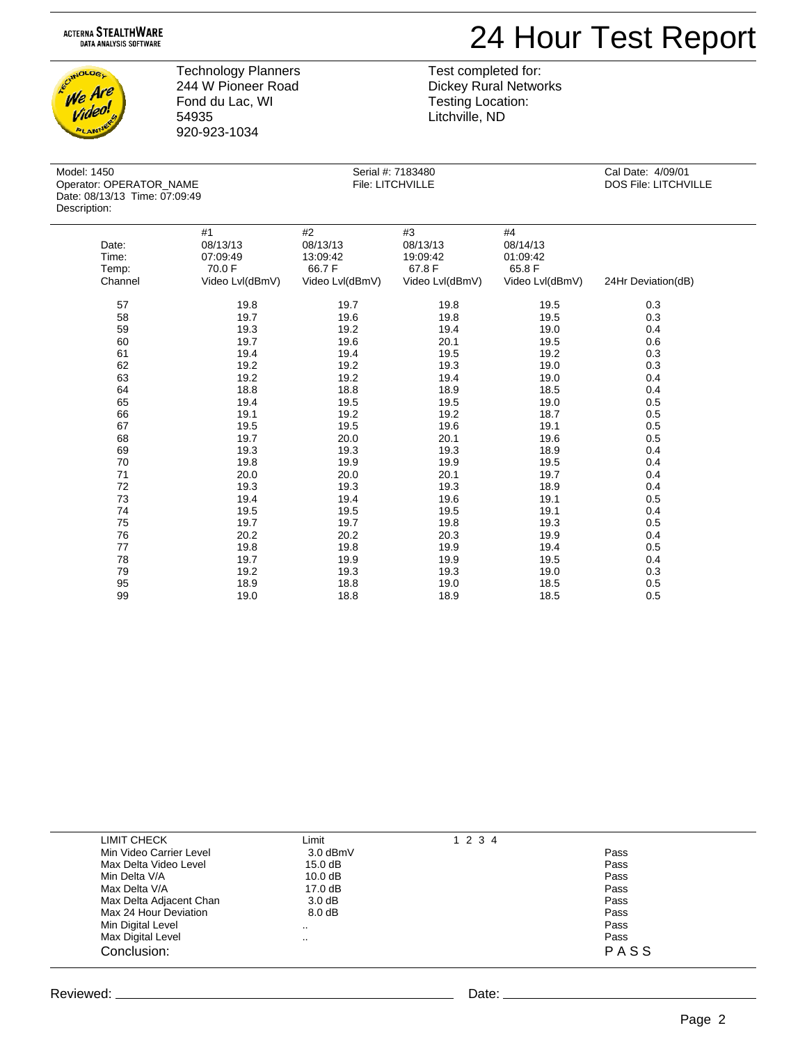ACTERNA STEALTHWARE
DATA ANALYSIS SOFTWARE

# 24 Hour Test Report

Technology Planners
244 W Pioneer Road
Fond du Lac, WI
54935
920-923-1034

Test completed for:
Dickey Rural Networks
Testing Location:
Litchville, ND

Model: 1450
Operator: OPERATOR_NAME
Date: 08/13/13 Time: 07:09:49
Description:

Serial #: 7183480
File: LITCHVILLE

Cal Date: 4/09/01
DOS File: LITCHVILLE

| | #1 | #2 | #3 | #4 | |
|---|---|---|---|---|---|
| Date: | 08/13/13 | 08/13/13 | 08/13/13 | 08/14/13 | |
| Time: | 07:09:49 | 13:09:42 | 19:09:42 | 01:09:42 | |
| Temp: | 70.0 F | 66.7 F | 67.8 F | 65.8 F | |
| Channel | Video Lvl(dBmV) | Video Lvl(dBmV) | Video Lvl(dBmV) | Video Lvl(dBmV) | 24Hr Deviation(dB) |
| 57 | 19.8 | 19.7 | 19.8 | 19.5 | 0.3 |
| 58 | 19.7 | 19.6 | 19.8 | 19.5 | 0.3 |
| 59 | 19.3 | 19.2 | 19.4 | 19.0 | 0.4 |
| 60 | 19.7 | 19.6 | 20.1 | 19.5 | 0.6 |
| 61 | 19.4 | 19.4 | 19.5 | 19.2 | 0.3 |
| 62 | 19.2 | 19.2 | 19.3 | 19.0 | 0.3 |
| 63 | 19.2 | 19.2 | 19.4 | 19.0 | 0.4 |
| 64 | 18.8 | 18.8 | 18.9 | 18.5 | 0.4 |
| 65 | 19.4 | 19.5 | 19.5 | 19.0 | 0.5 |
| 66 | 19.1 | 19.2 | 19.2 | 18.7 | 0.5 |
| 67 | 19.5 | 19.5 | 19.6 | 19.1 | 0.5 |
| 68 | 19.7 | 20.0 | 20.1 | 19.6 | 0.5 |
| 69 | 19.3 | 19.3 | 19.3 | 18.9 | 0.4 |
| 70 | 19.8 | 19.9 | 19.9 | 19.5 | 0.4 |
| 71 | 20.0 | 20.0 | 20.1 | 19.7 | 0.4 |
| 72 | 19.3 | 19.3 | 19.3 | 18.9 | 0.4 |
| 73 | 19.4 | 19.4 | 19.6 | 19.1 | 0.5 |
| 74 | 19.5 | 19.5 | 19.5 | 19.1 | 0.4 |
| 75 | 19.7 | 19.7 | 19.8 | 19.3 | 0.5 |
| 76 | 20.2 | 20.2 | 20.3 | 19.9 | 0.4 |
| 77 | 19.8 | 19.8 | 19.9 | 19.4 | 0.5 |
| 78 | 19.7 | 19.9 | 19.9 | 19.5 | 0.4 |
| 79 | 19.2 | 19.3 | 19.3 | 19.0 | 0.3 |
| 95 | 18.9 | 18.8 | 19.0 | 18.5 | 0.5 |
| 99 | 19.0 | 18.8 | 18.9 | 18.5 | 0.5 |

| LIMIT CHECK | Limit | 1 2 3 4 | |
|---|---|---|---|
| Min Video Carrier Level | 3.0 dBmV | | Pass |
| Max Delta Video Level | 15.0 dB | | Pass |
| Min Delta V/A | 10.0 dB | | Pass |
| Max Delta V/A | 17.0 dB | | Pass |
| Max Delta Adjacent Chan | 3.0 dB | | Pass |
| Max 24 Hour Deviation | 8.0 dB | | Pass |
| Min Digital Level | .. | | Pass |
| Max Digital Level | .. | | Pass |
| Conclusion: | | | PASS |

Reviewed: ______________________ Date: ______________________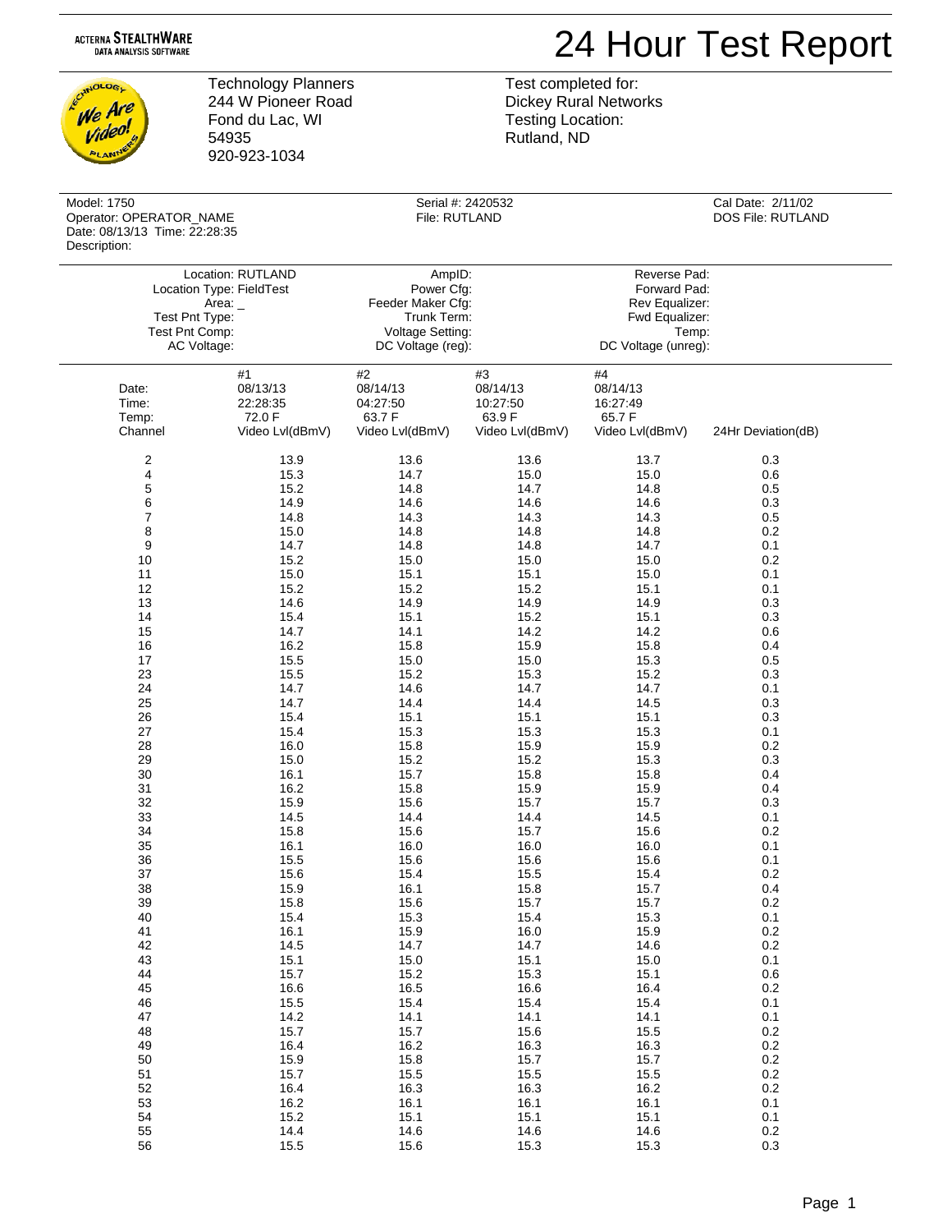ACTERNA STEALTHWARE
DATA ANALYSIS SOFTWARE

# 24 Hour Test Report

Technology Planners
244 W Pioneer Road
Fond du Lac, WI
54935
920-923-1034

Test completed for:
Dickey Rural Networks
Testing Location:
Rutland, ND

Model: 1750
Operator: OPERATOR_NAME
Date: 08/13/13 Time: 22:28:35
Description:

Serial #: 2420532
File: RUTLAND

Cal Date: 2/11/02
DOS File: RUTLAND

Location: RUTLAND
Location Type: FieldTest
Area: _
Test Pnt Type:
Test Pnt Comp:
AC Voltage:

AmpID:
Power Cfg:
Feeder Maker Cfg:
Trunk Term:
Voltage Setting:
DC Voltage (reg):

Reverse Pad:
Forward Pad:
Rev Equalizer:
Fwd Equalizer:
Temp:
DC Voltage (unreg):

| | #1 | #2 | #3 | #4 | |
|---|---|---|---|---|---|
| Date: | 08/13/13 | 08/14/13 | 08/14/13 | 08/14/13 | |
| Time: | 22:28:35 | 04:27:50 | 10:27:50 | 16:27:49 | |
| Temp: | 72.0 F | 63.7 F | 63.9 F | 65.7 F | |
| Channel | Video Lvl(dBmV) | Video Lvl(dBmV) | Video Lvl(dBmV) | Video Lvl(dBmV) | 24Hr Deviation(dB) |
| 2 | 13.9 | 13.6 | 13.6 | 13.7 | 0.3 |
| 4 | 15.3 | 14.7 | 15.0 | 15.0 | 0.6 |
| 5 | 15.2 | 14.8 | 14.7 | 14.8 | 0.5 |
| 6 | 14.9 | 14.6 | 14.6 | 14.6 | 0.3 |
| 7 | 14.8 | 14.3 | 14.3 | 14.3 | 0.5 |
| 8 | 15.0 | 14.8 | 14.8 | 14.8 | 0.2 |
| 9 | 14.7 | 14.8 | 14.8 | 14.7 | 0.1 |
| 10 | 15.2 | 15.0 | 15.0 | 15.0 | 0.2 |
| 11 | 15.0 | 15.1 | 15.1 | 15.0 | 0.1 |
| 12 | 15.2 | 15.2 | 15.2 | 15.1 | 0.1 |
| 13 | 14.6 | 14.9 | 14.9 | 14.9 | 0.3 |
| 14 | 15.4 | 15.1 | 15.2 | 15.1 | 0.3 |
| 15 | 14.7 | 14.1 | 14.2 | 14.2 | 0.6 |
| 16 | 16.2 | 15.8 | 15.9 | 15.8 | 0.4 |
| 17 | 15.5 | 15.0 | 15.0 | 15.3 | 0.5 |
| 23 | 15.5 | 15.2 | 15.3 | 15.2 | 0.3 |
| 24 | 14.7 | 14.6 | 14.7 | 14.7 | 0.1 |
| 25 | 14.7 | 14.4 | 14.4 | 14.5 | 0.3 |
| 26 | 15.4 | 15.1 | 15.1 | 15.1 | 0.3 |
| 27 | 15.4 | 15.3 | 15.3 | 15.3 | 0.1 |
| 28 | 16.0 | 15.8 | 15.9 | 15.9 | 0.2 |
| 29 | 15.0 | 15.2 | 15.2 | 15.3 | 0.3 |
| 30 | 16.1 | 15.7 | 15.8 | 15.8 | 0.4 |
| 31 | 16.2 | 15.8 | 15.9 | 15.9 | 0.4 |
| 32 | 15.9 | 15.6 | 15.7 | 15.7 | 0.3 |
| 33 | 14.5 | 14.4 | 14.4 | 14.5 | 0.1 |
| 34 | 15.8 | 15.6 | 15.7 | 15.6 | 0.2 |
| 35 | 16.1 | 16.0 | 16.0 | 16.0 | 0.1 |
| 36 | 15.5 | 15.6 | 15.6 | 15.6 | 0.1 |
| 37 | 15.6 | 15.4 | 15.5 | 15.4 | 0.2 |
| 38 | 15.9 | 16.1 | 15.8 | 15.7 | 0.4 |
| 39 | 15.8 | 15.6 | 15.7 | 15.7 | 0.2 |
| 40 | 15.4 | 15.3 | 15.4 | 15.3 | 0.1 |
| 41 | 16.1 | 15.9 | 16.0 | 15.9 | 0.2 |
| 42 | 14.5 | 14.7 | 14.7 | 14.6 | 0.2 |
| 43 | 15.1 | 15.0 | 15.1 | 15.0 | 0.1 |
| 44 | 15.7 | 15.2 | 15.3 | 15.1 | 0.6 |
| 45 | 16.6 | 16.5 | 16.6 | 16.4 | 0.2 |
| 46 | 15.5 | 15.4 | 15.4 | 15.4 | 0.1 |
| 47 | 14.2 | 14.1 | 14.1 | 14.1 | 0.1 |
| 48 | 15.7 | 15.7 | 15.6 | 15.5 | 0.2 |
| 49 | 16.4 | 16.2 | 16.3 | 16.3 | 0.2 |
| 50 | 15.9 | 15.8 | 15.7 | 15.7 | 0.2 |
| 51 | 15.7 | 15.5 | 15.5 | 15.5 | 0.2 |
| 52 | 16.4 | 16.3 | 16.3 | 16.2 | 0.2 |
| 53 | 16.2 | 16.1 | 16.1 | 16.1 | 0.1 |
| 54 | 15.2 | 15.1 | 15.1 | 15.1 | 0.1 |
| 55 | 14.4 | 14.6 | 14.6 | 14.6 | 0.2 |
| 56 | 15.5 | 15.6 | 15.3 | 15.3 | 0.3 |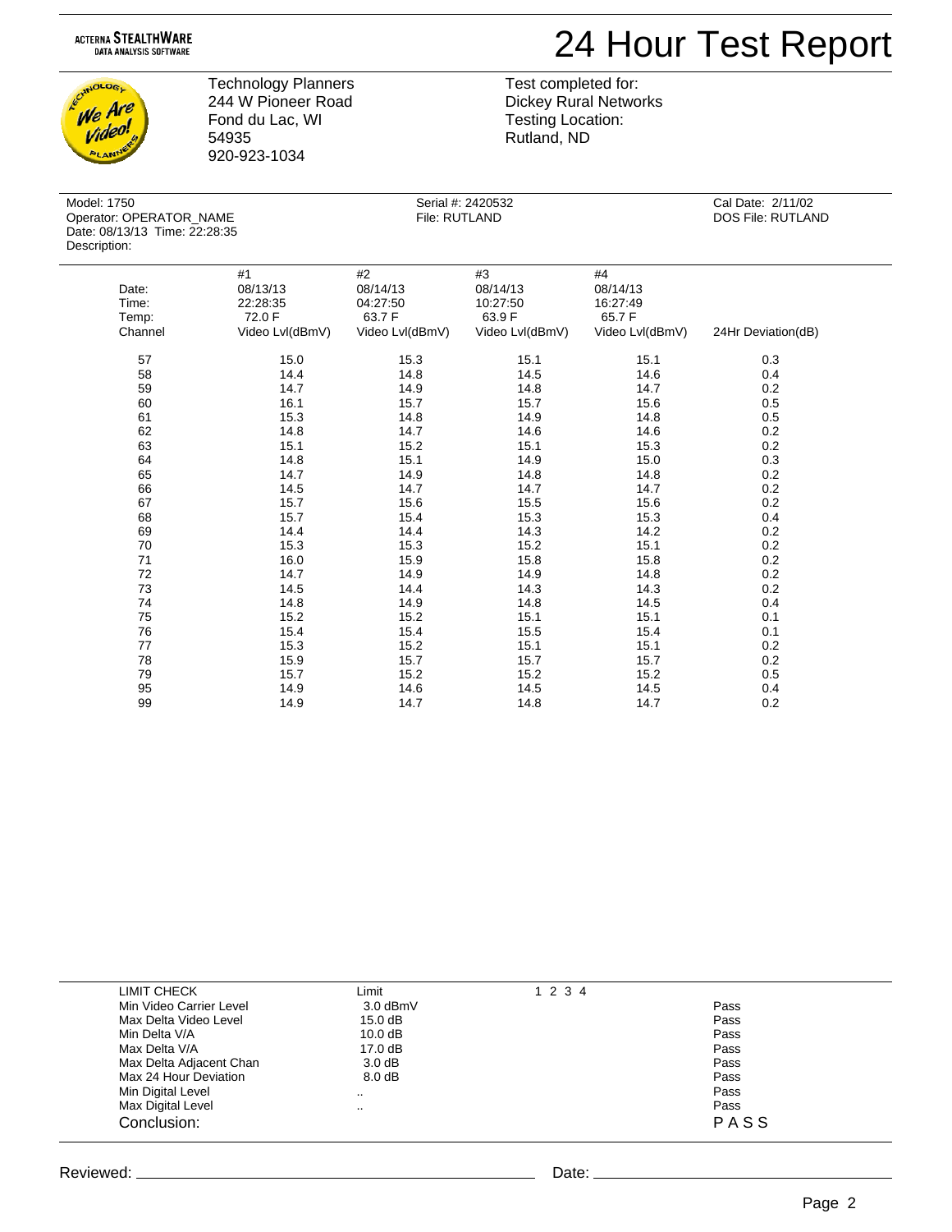ACTERNA STEALTHWARE
DATA ANALYSIS SOFTWARE

# 24 Hour Test Report

Technology Planners
244 W Pioneer Road
Fond du Lac, WI
54935
920-923-1034

Test completed for:
Dickey Rural Networks
Testing Location:
Rutland, ND

Model: 1750
Operator: OPERATOR_NAME
Date: 08/13/13 Time: 22:28:35
Description:

Serial #: 2420532
File: RUTLAND

Cal Date: 2/11/02
DOS File: RUTLAND

| | #1 | #2 | #3 | #4 | |
|---|---|---|---|---|---|
| Date: | 08/13/13 | 08/14/13 | 08/14/13 | 08/14/13 | |
| Time: | 22:28:35 | 04:27:50 | 10:27:50 | 16:27:49 | |
| Temp: | 72.0 F | 63.7 F | 63.9 F | 65.7 F | |
| Channel | Video Lvl(dBmV) | Video Lvl(dBmV) | Video Lvl(dBmV) | Video Lvl(dBmV) | 24Hr Deviation(dB) |
| 57 | 15.0 | 15.3 | 15.1 | 15.1 | 0.3 |
| 58 | 14.4 | 14.8 | 14.5 | 14.6 | 0.4 |
| 59 | 14.7 | 14.9 | 14.8 | 14.7 | 0.2 |
| 60 | 16.1 | 15.7 | 15.7 | 15.6 | 0.5 |
| 61 | 15.3 | 14.8 | 14.9 | 14.8 | 0.5 |
| 62 | 14.8 | 14.7 | 14.6 | 14.6 | 0.2 |
| 63 | 15.1 | 15.2 | 15.1 | 15.3 | 0.2 |
| 64 | 14.8 | 15.1 | 14.9 | 15.0 | 0.3 |
| 65 | 14.7 | 14.9 | 14.8 | 14.8 | 0.2 |
| 66 | 14.5 | 14.7 | 14.7 | 14.7 | 0.2 |
| 67 | 15.7 | 15.6 | 15.5 | 15.6 | 0.2 |
| 68 | 15.7 | 15.4 | 15.3 | 15.3 | 0.4 |
| 69 | 14.4 | 14.4 | 14.3 | 14.2 | 0.2 |
| 70 | 15.3 | 15.3 | 15.2 | 15.1 | 0.2 |
| 71 | 16.0 | 15.9 | 15.8 | 15.8 | 0.2 |
| 72 | 14.7 | 14.9 | 14.9 | 14.8 | 0.2 |
| 73 | 14.5 | 14.4 | 14.3 | 14.3 | 0.2 |
| 74 | 14.8 | 14.9 | 14.8 | 14.5 | 0.4 |
| 75 | 15.2 | 15.2 | 15.1 | 15.1 | 0.1 |
| 76 | 15.4 | 15.4 | 15.5 | 15.4 | 0.1 |
| 77 | 15.3 | 15.2 | 15.1 | 15.1 | 0.2 |
| 78 | 15.9 | 15.7 | 15.7 | 15.7 | 0.2 |
| 79 | 15.7 | 15.2 | 15.2 | 15.2 | 0.5 |
| 95 | 14.9 | 14.6 | 14.5 | 14.5 | 0.4 |
| 99 | 14.9 | 14.7 | 14.8 | 14.7 | 0.2 |

| LIMIT CHECK | Limit | 1 2 3 4 | |
|---|---|---|---|
| Min Video Carrier Level | 3.0 dBmV | | Pass |
| Max Delta Video Level | 15.0 dB | | Pass |
| Min Delta V/A | 10.0 dB | | Pass |
| Max Delta V/A | 17.0 dB | | Pass |
| Max Delta Adjacent Chan | 3.0 dB | | Pass |
| Max 24 Hour Deviation | 8.0 dB | | Pass |
| Min Digital Level | .. | | Pass |
| Max Digital Level | .. | | Pass |
| Conclusion: | | | P A S S |

Reviewed: ______________________ Date: ______________________